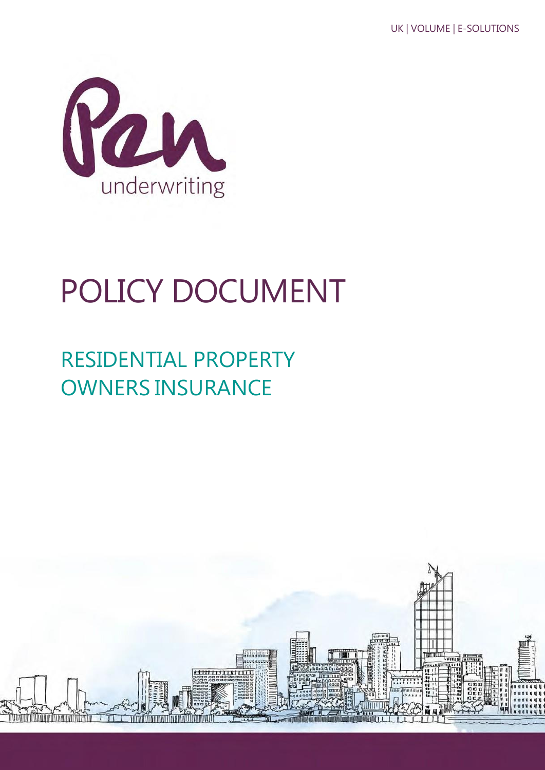UK | VOLUME | E-SOLUTIONS

Pen

underwriting

# POLICY DOCUMENT

## RESIDENTIAL PROPERTY OWNERS INSURANCE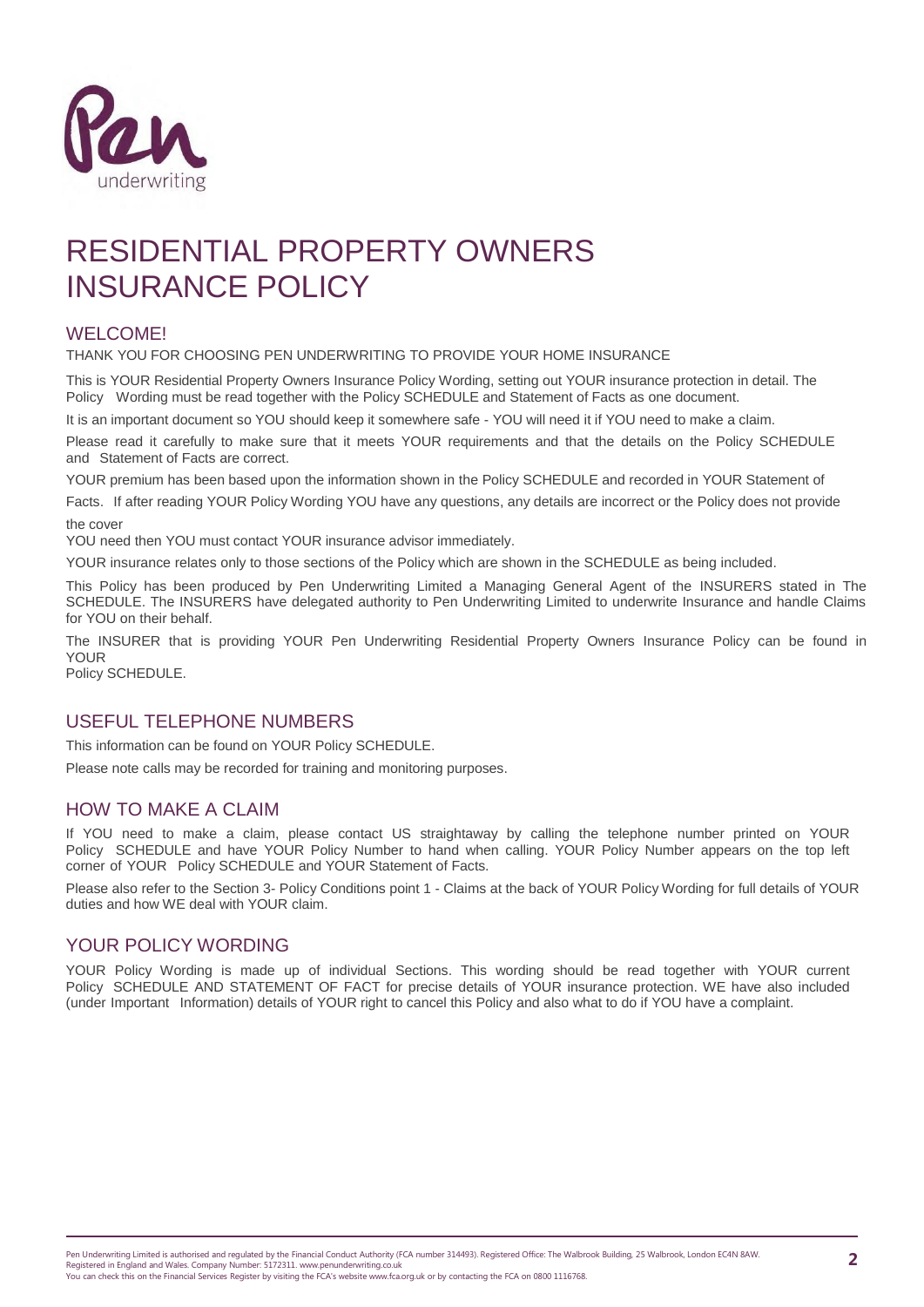# RESIDENTIAL PROPERTY OWNERS INSURANCE POLICY

## WELCOME!

THANK YOU FOR CHOOSING PEN UNDERWRITING TO PROVIDE YOUR HOME INSURANCE

This is YOUR Residential Property Owners Insurance Policy Wording, setting out YOUR insurance protection in detail. The Policy Wording must be read together with the Policy SCHEDULE and Statement of Facts as one document.

It is an important document so YOU should keep it somewhere safe - YOU will need it if YOU need to make a claim.

Please read it carefully to make sure that it meets YOUR requirements and that the details on the Policy SCHEDULE and Statement of Facts are correct.

YOUR premium has been based upon the information shown in the Policy SCHEDULE and recorded in YOUR Statement of Facts. If after reading YOUR Policy Wording YOU have any questions, any details are incorrect or the Policy does not provide the cover YOU need then YOU must contact YOUR insurance advisor immediately.

YOUR insurance relates only to those sections of the Policy which are shown in the SCHEDULE as being included.

This Policy has been produced by Pen Underwriting Limited a Managing General Agent of the INSURERS stated in The SCHEDULE. The INSURERS have delegated authority to Pen Underwriting Limited to underwrite Insurance and handle Claims for YOU on their behalf.

The INSURER that is providing YOUR Pen Underwriting Residential Property Owners Insurance Policy can be found in YOUR Policy SCHEDULE.

## USEFUL TELEPHONE NUMBERS

This information can be found on YOUR Policy SCHEDULE.

Please note calls may be recorded for training and monitoring purposes.

## HOW TO MAKE A CLAIM

If YOU need to make a claim, please contact US straightaway by calling the telephone number printed on YOUR Policy SCHEDULE and have YOUR Policy Number to hand when calling. YOUR Policy Number appears on the top left corner of YOUR Policy SCHEDULE and YOUR Statement of Facts.

Please also refer to the Section 3- Policy Conditions point 1 - Claims at the back of YOUR Policy Wording for full details of YOUR duties and how WE deal with YOUR claim.

## YOUR POLICY WORDING

YOUR Policy Wording is made up of individual Sections. This wording should be read together with YOUR current Policy SCHEDULE AND STATEMENT OF FACT for precise details of YOUR insurance protection. WE have also included (under Important Information) details of YOUR right to cancel this Policy and also what to do if YOU have a complaint.

Pen Underwriting Limited is authorised and regulated by the Financial Conduct Authority (FCA number 314493). Registered Office: The Walbrook Building, 25 Walbrook, London EC4N 8AW. Registered in England and Wales. Company Number: 5172311. www.penunderwriting.co.uk
You can check this on the Financial Services Register by visiting the FCA's website www.fca.org.uk or by contacting the FCA on 0800 1116768.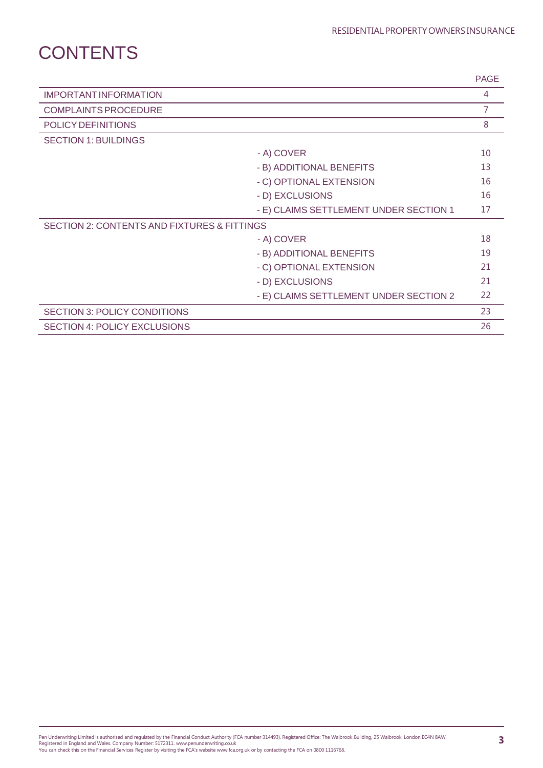# CONTENTS

| | | PAGE |
|---|---|---|
| IMPORTANT INFORMATION | | 4 |
| COMPLAINTS PROCEDURE | | 7 |
| POLICY DEFINITIONS | | 8 |
| SECTION 1: BUILDINGS | | |
| | - A) COVER | 10 |
| | - B) ADDITIONAL BENEFITS | 13 |
| | - C) OPTIONAL EXTENSION | 16 |
| | - D) EXCLUSIONS | 16 |
| | - E) CLAIMS SETTLEMENT UNDER SECTION 1 | 17 |
| SECTION 2: CONTENTS AND FIXTURES & FITTINGS | | |
| | - A) COVER | 18 |
| | - B) ADDITIONAL BENEFITS | 19 |
| | - C) OPTIONAL EXTENSION | 21 |
| | - D) EXCLUSIONS | 21 |
| | - E) CLAIMS SETTLEMENT UNDER SECTION 2 | 22 |
| SECTION 3: POLICY CONDITIONS | | 23 |
| SECTION 4: POLICY EXCLUSIONS | | 26 |

Pen Underwriting Limited is authorised and regulated by the Financial Conduct Authority (FCA number 314493). Registered Office: The Walbrook Building, 25 Walbrook, London EC4N 8AW.
Registered in England and Wales. Company Number: 5172311. www.penunderwriting.co.uk
You can check this on the Financial Services Register by visiting the FCA's website www.fca.org.uk or by contacting the FCA on 0800 1116768.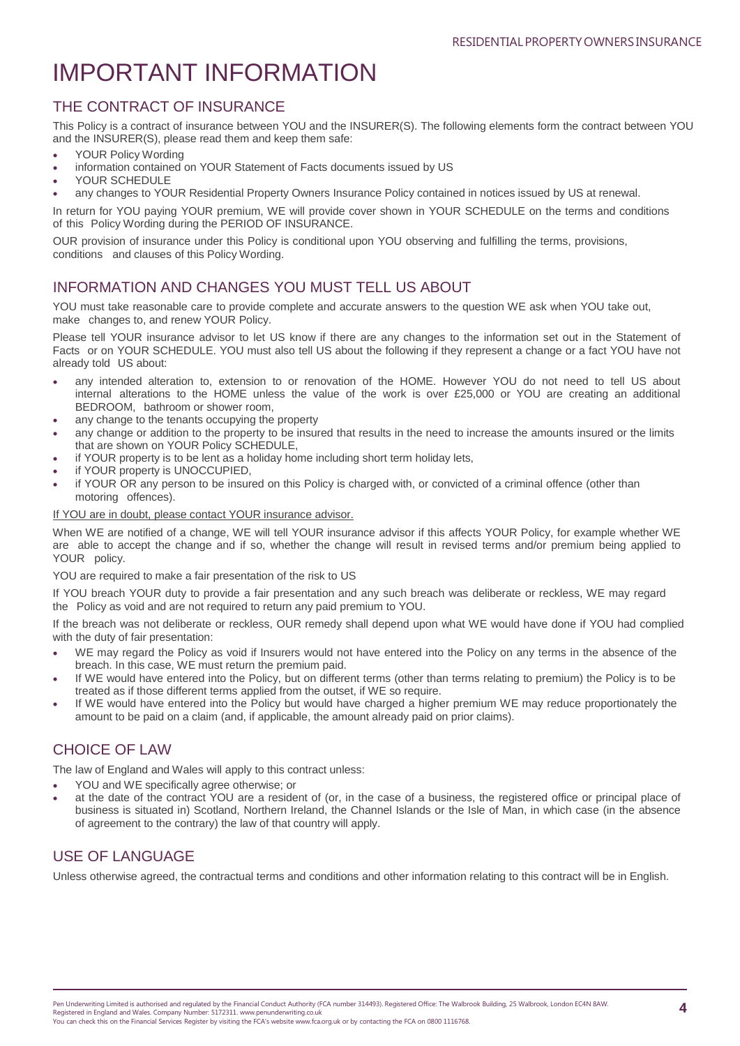# IMPORTANT INFORMATION

## THE CONTRACT OF INSURANCE

This Policy is a contract of insurance between YOU and the INSURER(S). The following elements form the contract between YOU and the INSURER(S), please read them and keep them safe:

- YOUR Policy Wording
- information contained on YOUR Statement of Facts documents issued by US
- YOUR SCHEDULE
- any changes to YOUR Residential Property Owners Insurance Policy contained in notices issued by US at renewal.

In return for YOU paying YOUR premium, WE will provide cover shown in YOUR SCHEDULE on the terms and conditions of this Policy Wording during the PERIOD OF INSURANCE.

OUR provision of insurance under this Policy is conditional upon YOU observing and fulfilling the terms, provisions, conditions and clauses of this Policy Wording.

## INFORMATION AND CHANGES YOU MUST TELL US ABOUT

YOU must take reasonable care to provide complete and accurate answers to the question WE ask when YOU take out, make changes to, and renew YOUR Policy.

Please tell YOUR insurance advisor to let US know if there are any changes to the information set out in the Statement of Facts or on YOUR SCHEDULE. YOU must also tell US about the following if they represent a change or a fact YOU have not already told US about:

- any intended alteration to, extension to or renovation of the HOME. However YOU do not need to tell US about internal alterations to the HOME unless the value of the work is over £25,000 or YOU are creating an additional BEDROOM, bathroom or shower room,
- any change to the tenants occupying the property
- any change or addition to the property to be insured that results in the need to increase the amounts insured or the limits that are shown on YOUR Policy SCHEDULE,
- if YOUR property is to be lent as a holiday home including short term holiday lets,
- if YOUR property is UNOCCUPIED,
- if YOUR OR any person to be insured on this Policy is charged with, or convicted of a criminal offence (other than motoring offences).

<u>If YOU are in doubt, please contact YOUR insurance advisor.</u>

When WE are notified of a change, WE will tell YOUR insurance advisor if this affects YOUR Policy, for example whether WE are able to accept the change and if so, whether the change will result in revised terms and/or premium being applied to YOUR policy.

YOU are required to make a fair presentation of the risk to US

If YOU breach YOUR duty to provide a fair presentation and any such breach was deliberate or reckless, WE may regard the Policy as void and are not required to return any paid premium to YOU.

If the breach was not deliberate or reckless, OUR remedy shall depend upon what WE would have done if YOU had complied with the duty of fair presentation:

- WE may regard the Policy as void if Insurers would not have entered into the Policy on any terms in the absence of the breach. In this case, WE must return the premium paid.
- If WE would have entered into the Policy, but on different terms (other than terms relating to premium) the Policy is to be treated as if those different terms applied from the outset, if WE so require.
- If WE would have entered into the Policy but would have charged a higher premium WE may reduce proportionately the amount to be paid on a claim (and, if applicable, the amount already paid on prior claims).

## CHOICE OF LAW

The law of England and Wales will apply to this contract unless:

- YOU and WE specifically agree otherwise; or
- at the date of the contract YOU are a resident of (or, in the case of a business, the registered office or principal place of business is situated in) Scotland, Northern Ireland, the Channel Islands or the Isle of Man, in which case (in the absence of agreement to the contrary) the law of that country will apply.

## USE OF LANGUAGE

Unless otherwise agreed, the contractual terms and conditions and other information relating to this contract will be in English.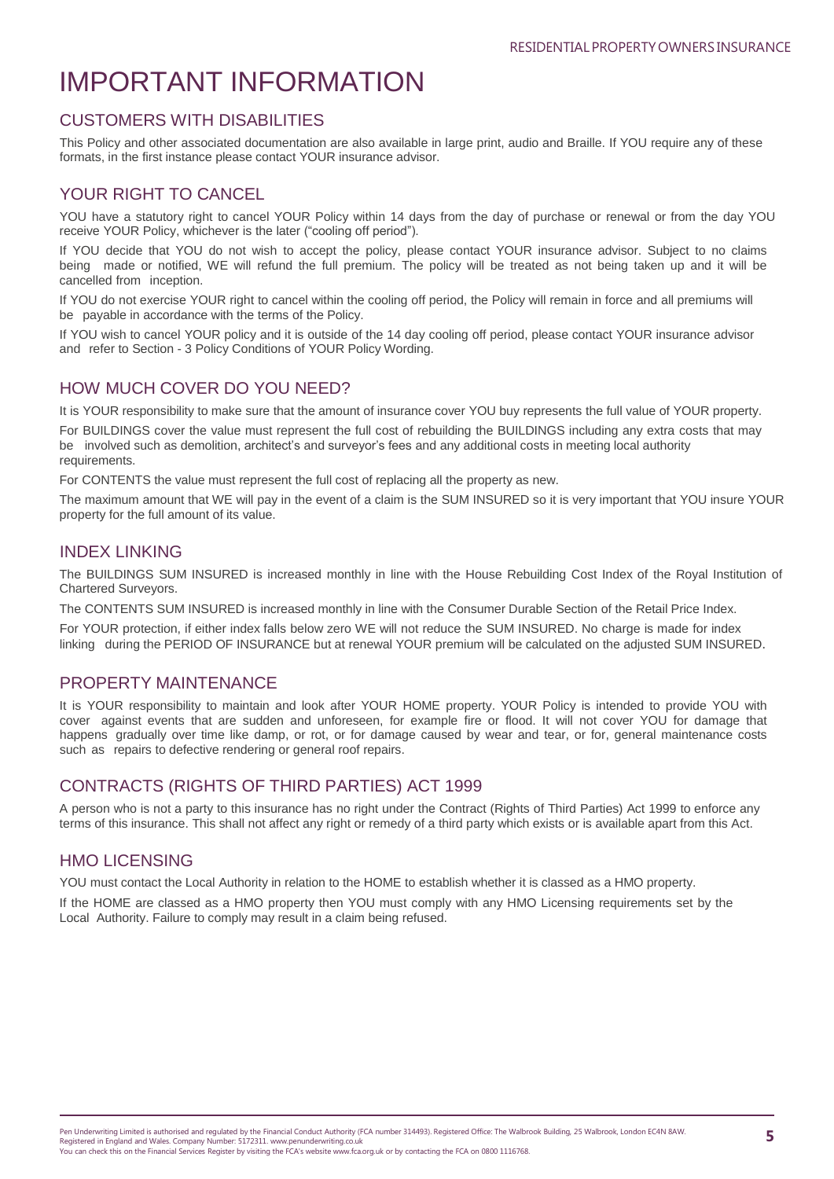# IMPORTANT INFORMATION

## CUSTOMERS WITH DISABILITIES

This Policy and other associated documentation are also available in large print, audio and Braille. If YOU require any of these formats, in the first instance please contact YOUR insurance advisor.

## YOUR RIGHT TO CANCEL

YOU have a statutory right to cancel YOUR Policy within 14 days from the day of purchase or renewal or from the day YOU receive YOUR Policy, whichever is the later ("cooling off period").

If YOU decide that YOU do not wish to accept the policy, please contact YOUR insurance advisor. Subject to no claims being made or notified, WE will refund the full premium. The policy will be treated as not being taken up and it will be cancelled from inception.

If YOU do not exercise YOUR right to cancel within the cooling off period, the Policy will remain in force and all premiums will be payable in accordance with the terms of the Policy.

If YOU wish to cancel YOUR policy and it is outside of the 14 day cooling off period, please contact YOUR insurance advisor and refer to Section - 3 Policy Conditions of YOUR Policy Wording.

## HOW MUCH COVER DO YOU NEED?

It is YOUR responsibility to make sure that the amount of insurance cover YOU buy represents the full value of YOUR property.

For BUILDINGS cover the value must represent the full cost of rebuilding the BUILDINGS including any extra costs that may be involved such as demolition, architect's and surveyor's fees and any additional costs in meeting local authority requirements.

For CONTENTS the value must represent the full cost of replacing all the property as new.

The maximum amount that WE will pay in the event of a claim is the SUM INSURED so it is very important that YOU insure YOUR property for the full amount of its value.

## INDEX LINKING

The BUILDINGS SUM INSURED is increased monthly in line with the House Rebuilding Cost Index of the Royal Institution of Chartered Surveyors.

The CONTENTS SUM INSURED is increased monthly in line with the Consumer Durable Section of the Retail Price Index.

For YOUR protection, if either index falls below zero WE will not reduce the SUM INSURED. No charge is made for index linking during the PERIOD OF INSURANCE but at renewal YOUR premium will be calculated on the adjusted SUM INSURED.

## PROPERTY MAINTENANCE

It is YOUR responsibility to maintain and look after YOUR HOME property. YOUR Policy is intended to provide YOU with cover against events that are sudden and unforeseen, for example fire or flood. It will not cover YOU for damage that happens gradually over time like damp, or rot, or for damage caused by wear and tear, or for, general maintenance costs such as repairs to defective rendering or general roof repairs.

## CONTRACTS (RIGHTS OF THIRD PARTIES) ACT 1999

A person who is not a party to this insurance has no right under the Contract (Rights of Third Parties) Act 1999 to enforce any terms of this insurance. This shall not affect any right or remedy of a third party which exists or is available apart from this Act.

## HMO LICENSING

YOU must contact the Local Authority in relation to the HOME to establish whether it is classed as a HMO property.

If the HOME are classed as a HMO property then YOU must comply with any HMO Licensing requirements set by the Local Authority. Failure to comply may result in a claim being refused.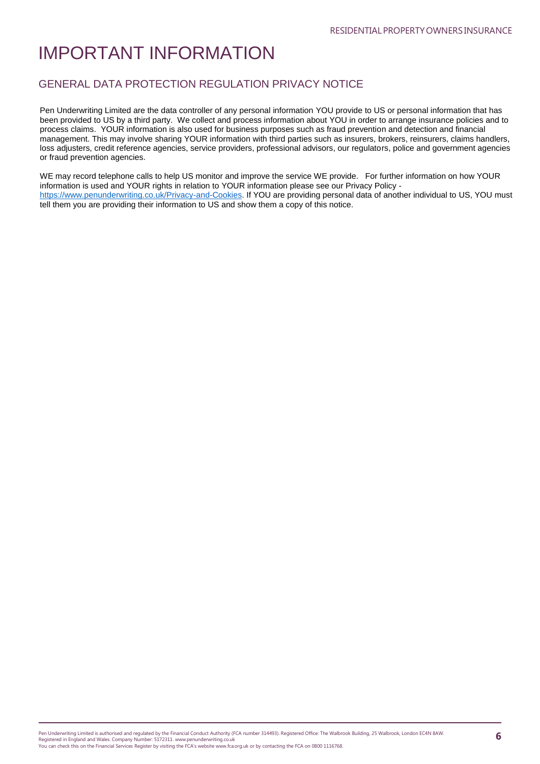# IMPORTANT INFORMATION

## GENERAL DATA PROTECTION REGULATION PRIVACY NOTICE

Pen Underwriting Limited are the data controller of any personal information YOU provide to US or personal information that has been provided to US by a third party. We collect and process information about YOU in order to arrange insurance policies and to process claims. YOUR information is also used for business purposes such as fraud prevention and detection and financial management. This may involve sharing YOUR information with third parties such as insurers, brokers, reinsurers, claims handlers, loss adjusters, credit reference agencies, service providers, professional advisors, our regulators, police and government agencies or fraud prevention agencies.

WE may record telephone calls to help US monitor and improve the service WE provide. For further information on how YOUR information is used and YOUR rights in relation to YOUR information please see our Privacy Policy - [https://www.penunderwriting.co.uk/Privacy-and-Cookies](https://www.penunderwriting.co.uk/Privacy-and-Cookies). If YOU are providing personal data of another individual to US, YOU must tell them you are providing their information to US and show them a copy of this notice.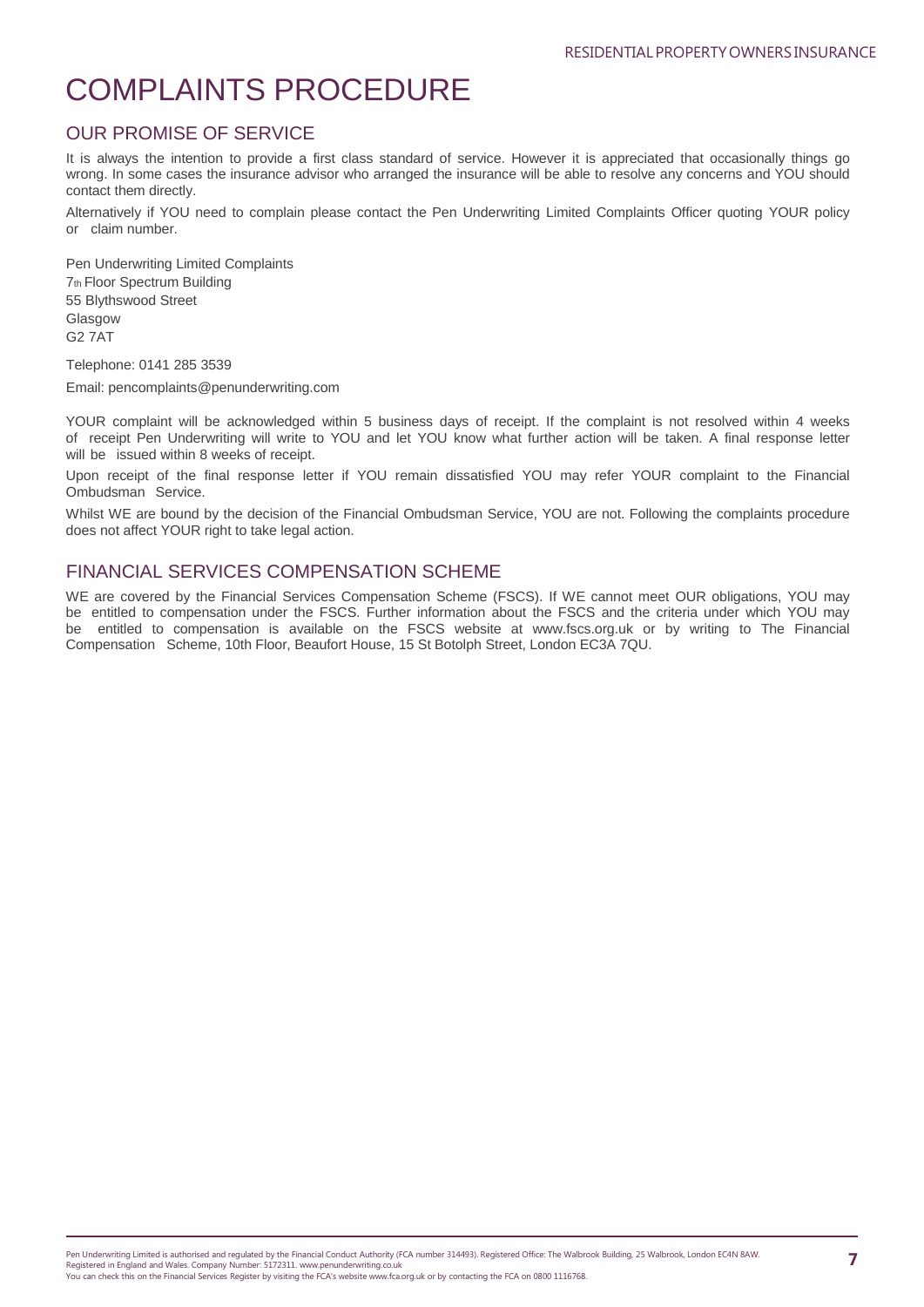# COMPLAINTS PROCEDURE

## OUR PROMISE OF SERVICE

It is always the intention to provide a first class standard of service. However it is appreciated that occasionally things go wrong. In some cases the insurance advisor who arranged the insurance will be able to resolve any concerns and YOU should contact them directly.

Alternatively if YOU need to complain please contact the Pen Underwriting Limited Complaints Officer quoting YOUR policy or claim number.

Pen Underwriting Limited Complaints
7th Floor Spectrum Building
55 Blythswood Street
Glasgow
G2 7AT

Telephone: 0141 285 3539

Email: pencomplaints@penunderwriting.com

YOUR complaint will be acknowledged within 5 business days of receipt. If the complaint is not resolved within 4 weeks of receipt Pen Underwriting will write to YOU and let YOU know what further action will be taken. A final response letter will be issued within 8 weeks of receipt.

Upon receipt of the final response letter if YOU remain dissatisfied YOU may refer YOUR complaint to the Financial Ombudsman Service.

Whilst WE are bound by the decision of the Financial Ombudsman Service, YOU are not. Following the complaints procedure does not affect YOUR right to take legal action.

## FINANCIAL SERVICES COMPENSATION SCHEME

WE are covered by the Financial Services Compensation Scheme (FSCS). If WE cannot meet OUR obligations, YOU may be entitled to compensation under the FSCS. Further information about the FSCS and the criteria under which YOU may be entitled to compensation is available on the FSCS website at www.fscs.org.uk or by writing to The Financial Compensation Scheme, 10th Floor, Beaufort House, 15 St Botolph Street, London EC3A 7QU.

Pen Underwriting Limited is authorised and regulated by the Financial Conduct Authority (FCA number 314493). Registered Office: The Walbrook Building, 25 Walbrook, London EC4N 8AW. Registered in England and Wales. Company Number: 5172311. www.penunderwriting.co.uk
You can check this on the Financial Services Register by visiting the FCA's website www.fca.org.uk or by contacting the FCA on 0800 1116768.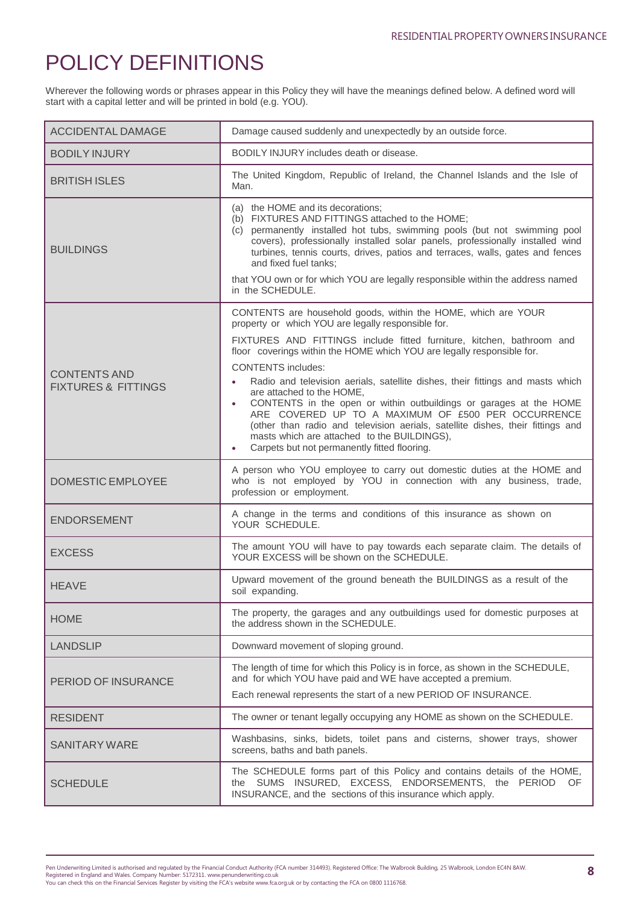# POLICY DEFINITIONS

Wherever the following words or phrases appear in this Policy they will have the meanings defined below. A defined word will start with a capital letter and will be printed in bold (e.g. YOU).

| | |
|---|---|
| ACCIDENTAL DAMAGE | Damage caused suddenly and unexpectedly by an outside force. |
| BODILY INJURY | BODILY INJURY includes death or disease. |
| BRITISH ISLES | The United Kingdom, Republic of Ireland, the Channel Islands and the Isle of Man. |
| BUILDINGS | (a) the HOME and its decorations;<br>(b) FIXTURES AND FITTINGS attached to the HOME;<br>(c) permanently installed hot tubs, swimming pools (but not swimming pool covers), professionally installed solar panels, professionally installed wind turbines, tennis courts, drives, patios and terraces, walls, gates and fences and fixed fuel tanks;<br><br>that YOU own or for which YOU are legally responsible within the address named in the SCHEDULE. |
| CONTENTS AND FIXTURES & FITTINGS | CONTENTS are household goods, within the HOME, which are YOUR property or which YOU are legally responsible for.<br><br>FIXTURES AND FITTINGS include fitted furniture, kitchen, bathroom and floor coverings within the HOME which YOU are legally responsible for.<br><br>CONTENTS includes:<br>• Radio and television aerials, satellite dishes, their fittings and masts which are attached to the HOME,<br>• CONTENTS in the open or within outbuildings or garages at the HOME ARE COVERED UP TO A MAXIMUM OF £500 PER OCCURRENCE (other than radio and television aerials, satellite dishes, their fittings and masts which are attached to the BUILDINGS),<br>• Carpets but not permanently fitted flooring. |
| DOMESTIC EMPLOYEE | A person who YOU employee to carry out domestic duties at the HOME and who is not employed by YOU in connection with any business, trade, profession or employment. |
| ENDORSEMENT | A change in the terms and conditions of this insurance as shown on YOUR SCHEDULE. |
| EXCESS | The amount YOU will have to pay towards each separate claim. The details of YOUR EXCESS will be shown on the SCHEDULE. |
| HEAVE | Upward movement of the ground beneath the BUILDINGS as a result of the soil expanding. |
| HOME | The property, the garages and any outbuildings used for domestic purposes at the address shown in the SCHEDULE. |
| LANDSLIP | Downward movement of sloping ground. |
| PERIOD OF INSURANCE | The length of time for which this Policy is in force, as shown in the SCHEDULE, and for which YOU have paid and WE have accepted a premium.<br><br>Each renewal represents the start of a new PERIOD OF INSURANCE. |
| RESIDENT | The owner or tenant legally occupying any HOME as shown on the SCHEDULE. |
| SANITARY WARE | Washbasins, sinks, bidets, toilet pans and cisterns, shower trays, shower screens, baths and bath panels. |
| SCHEDULE | The SCHEDULE forms part of this Policy and contains details of the HOME, the SUMS INSURED, EXCESS, ENDORSEMENTS, the PERIOD OF INSURANCE, and the sections of this insurance which apply. |

Pen Underwriting Limited is authorised and regulated by the Financial Conduct Authority (FCA number 314493). Registered Office: The Walbrook Building, 25 Walbrook, London EC4N 8AW. Registered in England and Wales. Company Number: 5172311. www.penunderwriting.co.uk
You can check this on the Financial Services Register by visiting the FCA's website www.fca.org.uk or by contacting the FCA on 0800 1116768.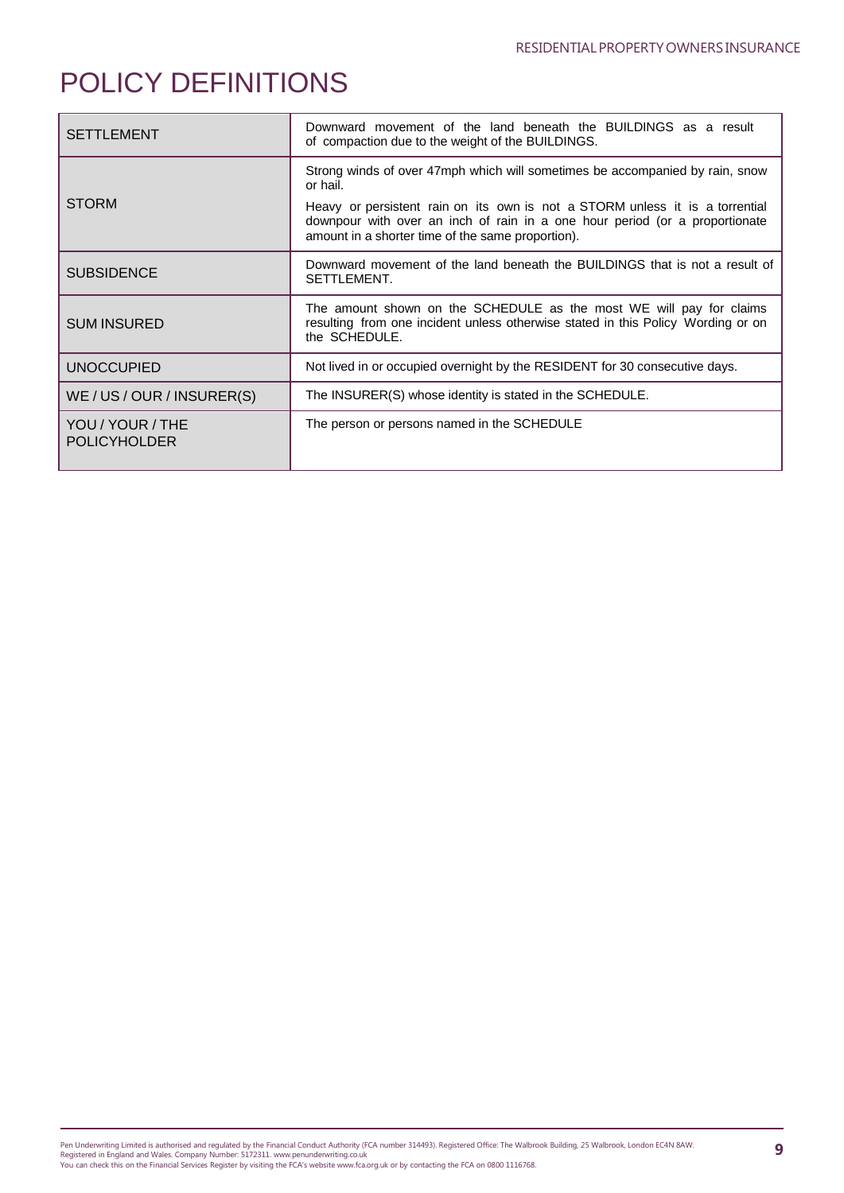# POLICY DEFINITIONS

| | |
|---|---|
| SETTLEMENT | Downward movement of the land beneath the BUILDINGS as a result of compaction due to the weight of the BUILDINGS. |
| STORM | Strong winds of over 47mph which will sometimes be accompanied by rain, snow or hail.<br><br>Heavy or persistent rain on its own is not a STORM unless it is a torrential downpour with over an inch of rain in a one hour period (or a proportionate amount in a shorter time of the same proportion). |
| SUBSIDENCE | Downward movement of the land beneath the BUILDINGS that is not a result of SETTLEMENT. |
| SUM INSURED | The amount shown on the SCHEDULE as the most WE will pay for claims resulting from one incident unless otherwise stated in this Policy Wording or on the SCHEDULE. |
| UNOCCUPIED | Not lived in or occupied overnight by the RESIDENT for 30 consecutive days. |
| WE / US / OUR / INSURER(S) | The INSURER(S) whose identity is stated in the SCHEDULE. |
| YOU / YOUR / THE POLICYHOLDER | The person or persons named in the SCHEDULE |

Pen Underwriting Limited is authorised and regulated by the Financial Conduct Authority (FCA number 314493). Registered Office: The Walbrook Building, 25 Walbrook, London EC4N 8AW.
Registered in England and Wales. Company Number: 5172311. www.penunderwriting.co.uk
You can check this on the Financial Services Register by visiting the FCA's website www.fca.org.uk or by contacting the FCA on 0800 1116768.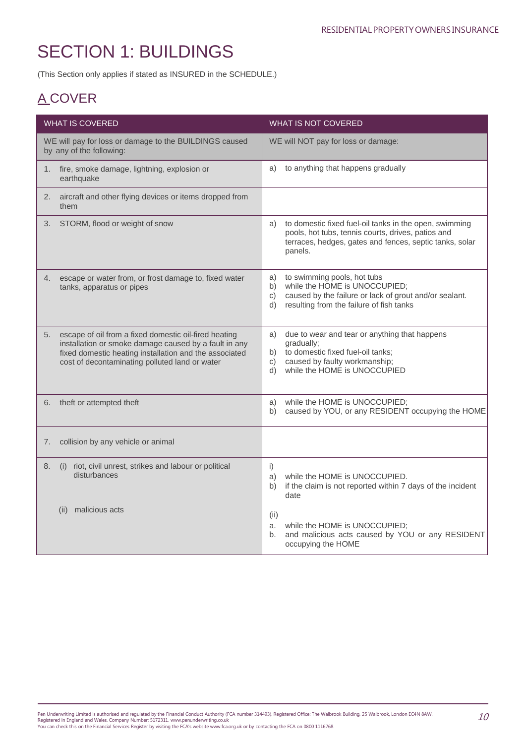# SECTION 1: BUILDINGS

(This Section only applies if stated as INSURED in the SCHEDULE.)

## A COVER

| WHAT IS COVERED | WHAT IS NOT COVERED |
|---|---|
| WE will pay for loss or damage to the BUILDINGS caused by any of the following: | WE will NOT pay for loss or damage: |
| 1. fire, smoke damage, lightning, explosion or earthquake | a) to anything that happens gradually |
| 2. aircraft and other flying devices or items dropped from them | |
| 3. STORM, flood or weight of snow | a) to domestic fixed fuel-oil tanks in the open, swimming pools, hot tubs, tennis courts, drives, patios and terraces, hedges, gates and fences, septic tanks, solar panels. |
| 4. escape or water from, or frost damage to, fixed water tanks, apparatus or pipes | a) to swimming pools, hot tubs<br>b) while the HOME is UNOCCUPIED;<br>c) caused by the failure or lack of grout and/or sealant.<br>d) resulting from the failure of fish tanks |
| 5. escape of oil from a fixed domestic oil-fired heating installation or smoke damage caused by a fault in any fixed domestic heating installation and the associated cost of decontaminating polluted land or water | a) due to wear and tear or anything that happens gradually;<br>b) to domestic fixed fuel-oil tanks;<br>c) caused by faulty workmanship;<br>d) while the HOME is UNOCCUPIED |
| 6. theft or attempted theft | a) while the HOME is UNOCCUPIED;<br>b) caused by YOU, or any RESIDENT occupying the HOME |
| 7. collision by any vehicle or animal | |
| 8. (i) riot, civil unrest, strikes and labour or political disturbances<br><br>(ii) malicious acts | i)<br>a) while the HOME is UNOCCUPIED.<br>b) if the claim is not reported within 7 days of the incident date<br><br>(ii)<br>a. while the HOME is UNOCCUPIED;<br>b. and malicious acts caused by YOU or any RESIDENT occupying the HOME |

Pen Underwriting Limited is authorised and regulated by the Financial Conduct Authority (FCA number 314493). Registered Office: The Walbrook Building, 25 Walbrook, London EC4N 8AW. Registered in England and Wales. Company Number: 5172311. www.penunderwriting.co.uk
You can check this on the Financial Services Register by visiting the FCA's website www.fca.org.uk or by contacting the FCA on 0800 1116768.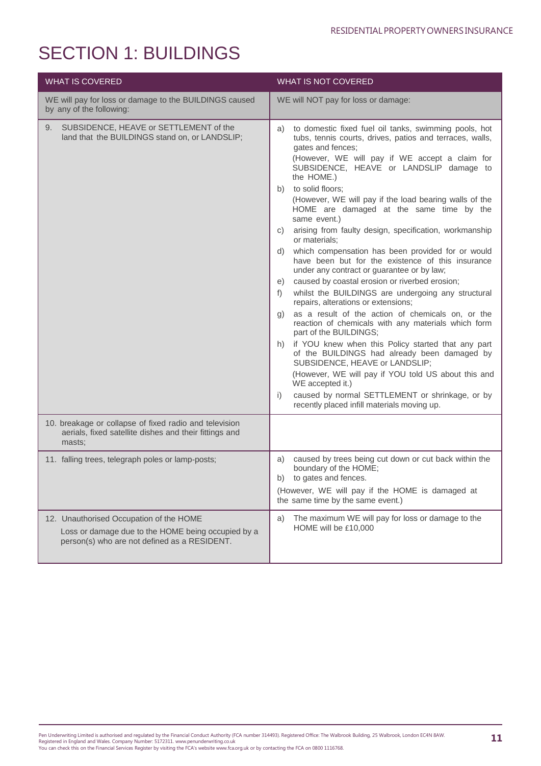# SECTION 1: BUILDINGS

| WHAT IS COVERED | WHAT IS NOT COVERED |
|---|---|
| WE will pay for loss or damage to the BUILDINGS caused by any of the following: | WE will NOT pay for loss or damage: |
| 9. SUBSIDENCE, HEAVE or SETTLEMENT of the land that the BUILDINGS stand on, or LANDSLIP; | a) to domestic fixed fuel oil tanks, swimming pools, hot tubs, tennis courts, drives, patios and terraces, walls, gates and fences;<br>(However, WE will pay if WE accept a claim for SUBSIDENCE, HEAVE or LANDSLIP damage to the HOME.)<br>b) to solid floors;<br>(However, WE will pay if the load bearing walls of the HOME are damaged at the same time by the same event.)<br>c) arising from faulty design, specification, workmanship or materials;<br>d) which compensation has been provided for or would have been but for the existence of this insurance under any contract or guarantee or by law;<br>e) caused by coastal erosion or riverbed erosion;<br>f) whilst the BUILDINGS are undergoing any structural repairs, alterations or extensions;<br>g) as a result of the action of chemicals on, or the reaction of chemicals with any materials which form part of the BUILDINGS;<br>h) if YOU knew when this Policy started that any part of the BUILDINGS had already been damaged by SUBSIDENCE, HEAVE or LANDSLIP;<br>(However, WE will pay if YOU told US about this and WE accepted it.)<br>i) caused by normal SETTLEMENT or shrinkage, or by recently placed infill materials moving up. |
| 10. breakage or collapse of fixed radio and television aerials, fixed satellite dishes and their fittings and masts; | |
| 11. falling trees, telegraph poles or lamp-posts; | a) caused by trees being cut down or cut back within the boundary of the HOME;<br>b) to gates and fences.<br>(However, WE will pay if the HOME is damaged at the same time by the same event.) |
| 12. Unauthorised Occupation of the HOME<br>Loss or damage due to the HOME being occupied by a person(s) who are not defined as a RESIDENT. | a) The maximum WE will pay for loss or damage to the HOME will be £10,000 |

Pen Underwriting Limited is authorised and regulated by the Financial Conduct Authority (FCA number 314493). Registered Office: The Walbrook Building, 25 Walbrook, London EC4N 8AW.
Registered in England and Wales. Company Number: 5172311. www.penunderwriting.co.uk
You can check this on the Financial Services Register by visiting the FCA's website www.fca.org.uk or by contacting the FCA on 0800 1116768.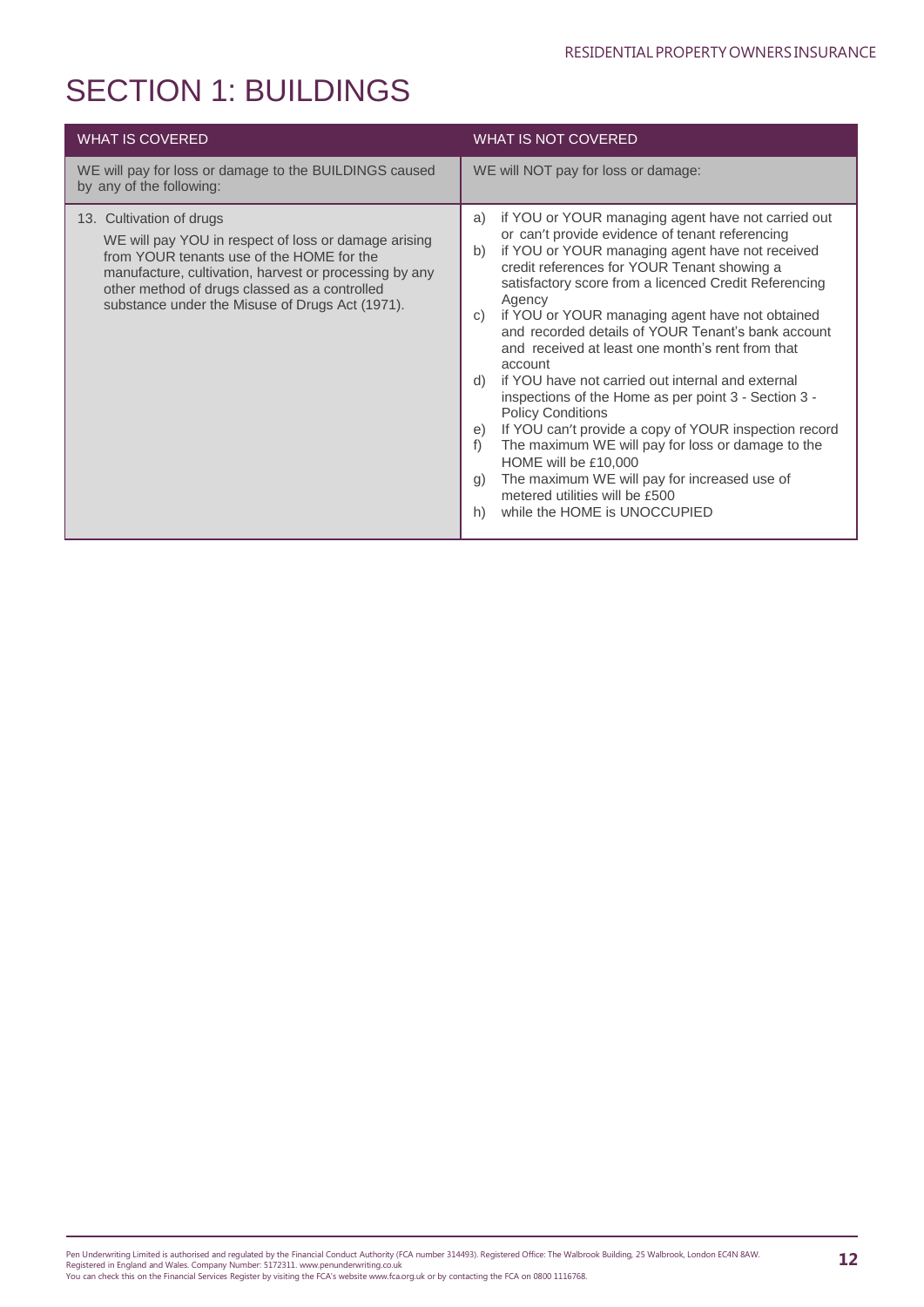# SECTION 1: BUILDINGS

| WHAT IS COVERED | WHAT IS NOT COVERED |
|---|---|
| WE will pay for loss or damage to the BUILDINGS caused by any of the following: | WE will NOT pay for loss or damage: |
| 13. Cultivation of drugs<br>WE will pay YOU in respect of loss or damage arising from YOUR tenants use of the HOME for the manufacture, cultivation, harvest or processing by any other method of drugs classed as a controlled substance under the Misuse of Drugs Act (1971). | a) if YOU or YOUR managing agent have not carried out or can't provide evidence of tenant referencing<br>b) if YOU or YOUR managing agent have not received credit references for YOUR Tenant showing a satisfactory score from a licenced Credit Referencing Agency<br>c) if YOU or YOUR managing agent have not obtained and recorded details of YOUR Tenant's bank account and received at least one month's rent from that account<br>d) if YOU have not carried out internal and external inspections of the Home as per point 3 - Section 3 - Policy Conditions<br>e) If YOU can't provide a copy of YOUR inspection record<br>f) The maximum WE will pay for loss or damage to the HOME will be £10,000<br>g) The maximum WE will pay for increased use of metered utilities will be £500<br>h) while the HOME is UNOCCUPIED |

Pen Underwriting Limited is authorised and regulated by the Financial Conduct Authority (FCA number 314493). Registered Office: The Walbrook Building, 25 Walbrook, London EC4N 8AW. Registered in England and Wales. Company Number: 5172311. www.penunderwriting.co.uk
You can check this on the Financial Services Register by visiting the FCA's website www.fca.org.uk or by contacting the FCA on 0800 1116768.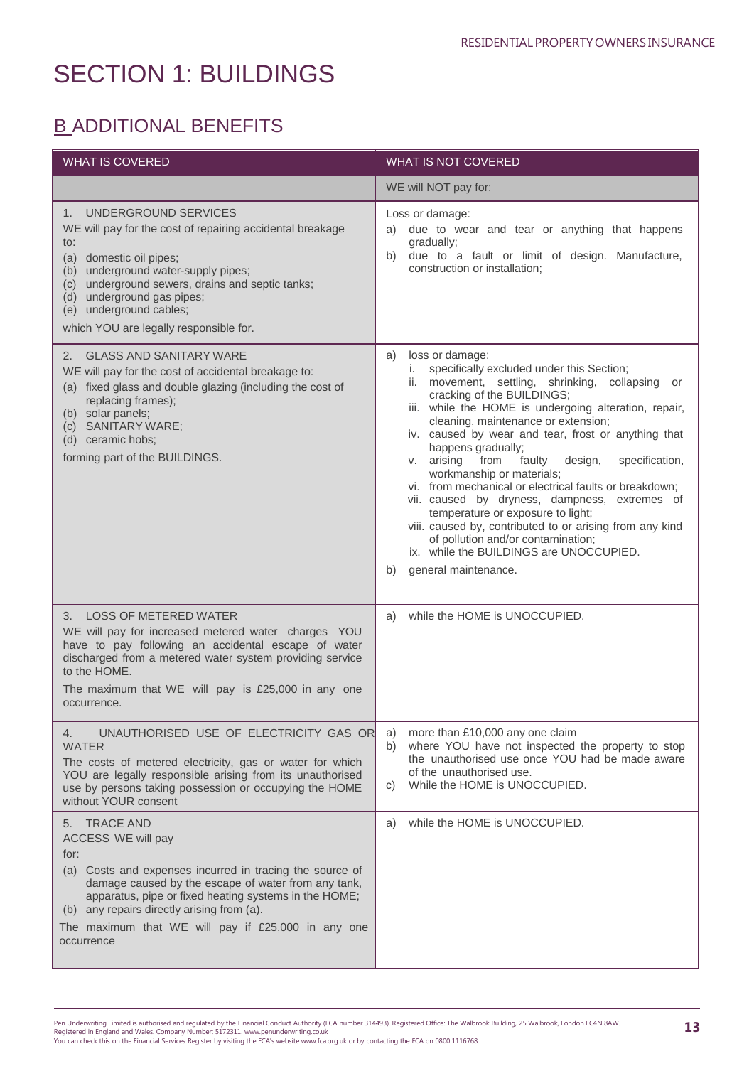# SECTION 1: BUILDINGS

## B ADDITIONAL BENEFITS

| WHAT IS COVERED | WHAT IS NOT COVERED |
|---|---|
| | WE will NOT pay for: |
| 1. UNDERGROUND SERVICES<br>WE will pay for the cost of repairing accidental breakage to:<br>(a) domestic oil pipes;<br>(b) underground water-supply pipes;<br>(c) underground sewers, drains and septic tanks;<br>(d) underground gas pipes;<br>(e) underground cables;<br>which YOU are legally responsible for. | Loss or damage:<br>a) due to wear and tear or anything that happens gradually;<br>b) due to a fault or limit of design. Manufacture, construction or installation; |
| 2. GLASS AND SANITARY WARE<br>WE will pay for the cost of accidental breakage to:<br>(a) fixed glass and double glazing (including the cost of replacing frames);<br>(b) solar panels;<br>(c) SANITARY WARE;<br>(d) ceramic hobs;<br>forming part of the BUILDINGS. | a) loss or damage:<br>i. specifically excluded under this Section;<br>ii. movement, settling, shrinking, collapsing or cracking of the BUILDINGS;<br>iii. while the HOME is undergoing alteration, repair, cleaning, maintenance or extension;<br>iv. caused by wear and tear, frost or anything that happens gradually;<br>v. arising from faulty design, specification, workmanship or materials;<br>vi. from mechanical or electrical faults or breakdown;<br>vii. caused by dryness, dampness, extremes of temperature or exposure to light;<br>viii. caused by, contributed to or arising from any kind of pollution and/or contamination;<br>ix. while the BUILDINGS are UNOCCUPIED.<br>b) general maintenance. |
| 3. LOSS OF METERED WATER<br>WE will pay for increased metered water charges YOU have to pay following an accidental escape of water discharged from a metered water system providing service to the HOME.<br>The maximum that WE will pay is £25,000 in any one occurrence. | a) while the HOME is UNOCCUPIED. |
| 4. UNAUTHORISED USE OF ELECTRICITY GAS OR WATER<br>The costs of metered electricity, gas or water for which YOU are legally responsible arising from its unauthorised use by persons taking possession or occupying the HOME without YOUR consent | a) more than £10,000 any one claim<br>b) where YOU have not inspected the property to stop the unauthorised use once YOU had be made aware of the unauthorised use.<br>c) While the HOME is UNOCCUPIED. |
| 5. TRACE AND ACCESS WE will pay for:<br>(a) Costs and expenses incurred in tracing the source of damage caused by the escape of water from any tank, apparatus, pipe or fixed heating systems in the HOME;<br>(b) any repairs directly arising from (a).<br>The maximum that WE will pay if £25,000 in any one occurrence | a) while the HOME is UNOCCUPIED. |

Pen Underwriting Limited is authorised and regulated by the Financial Conduct Authority (FCA number 314493). Registered Office: The Walbrook Building, 25 Walbrook, London EC4N 8AW.
Registered in England and Wales. Company Number: 5172311. www.penunderwriting.co.uk
You can check this on the Financial Services Register by visiting the FCA's website www.fca.org.uk or by contacting the FCA on 0800 1116768.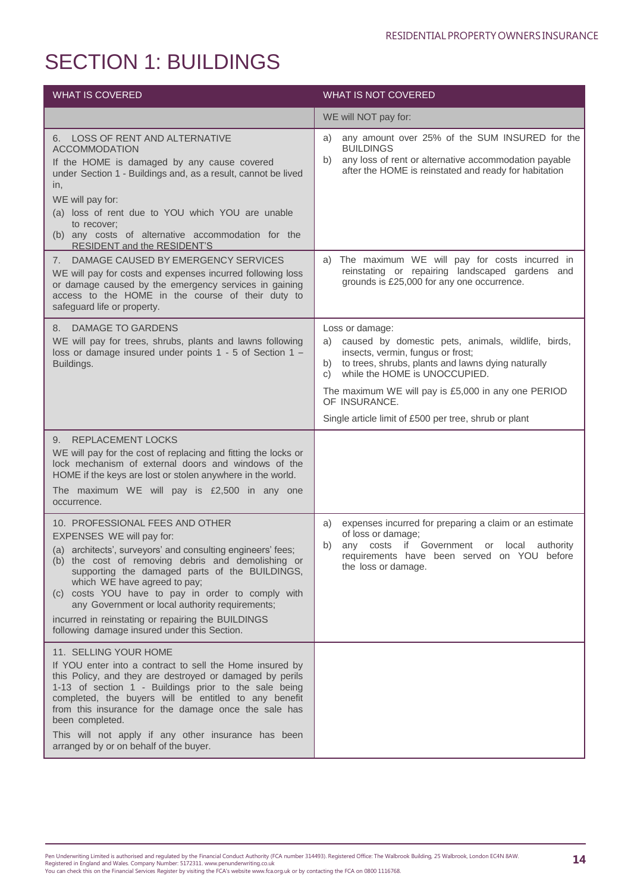# SECTION 1: BUILDINGS

| WHAT IS COVERED | WHAT IS NOT COVERED |
| --- | --- |
| | WE will NOT pay for: |
| 6. LOSS OF RENT AND ALTERNATIVE ACCOMMODATION<br>If the HOME is damaged by any cause covered under Section 1 - Buildings and, as a result, cannot be lived in,<br>WE will pay for:<br>(a) loss of rent due to YOU which YOU are unable to recover;<br>(b) any costs of alternative accommodation for the RESIDENT and the RESIDENT'S | a) any amount over 25% of the SUM INSURED for the BUILDINGS<br>b) any loss of rent or alternative accommodation payable after the HOME is reinstated and ready for habitation |
| 7. DAMAGE CAUSED BY EMERGENCY SERVICES<br>WE will pay for costs and expenses incurred following loss or damage caused by the emergency services in gaining access to the HOME in the course of their duty to safeguard life or property. | a) The maximum WE will pay for costs incurred in reinstating or repairing landscaped gardens and grounds is £25,000 for any one occurrence. |
| 8. DAMAGE TO GARDENS<br>WE will pay for trees, shrubs, plants and lawns following loss or damage insured under points 1 - 5 of Section 1 – Buildings. | Loss or damage:<br>a) caused by domestic pets, animals, wildlife, birds, insects, vermin, fungus or frost;<br>b) to trees, shrubs, plants and lawns dying naturally<br>c) while the HOME is UNOCCUPIED.<br>The maximum WE will pay is £5,000 in any one PERIOD OF INSURANCE.<br>Single article limit of £500 per tree, shrub or plant |
| 9. REPLACEMENT LOCKS<br>WE will pay for the cost of replacing and fitting the locks or lock mechanism of external doors and windows of the HOME if the keys are lost or stolen anywhere in the world.<br>The maximum WE will pay is £2,500 in any one occurrence. | |
| 10. PROFESSIONAL FEES AND OTHER EXPENSES WE will pay for:<br>(a) architects', surveyors' and consulting engineers' fees;<br>(b) the cost of removing debris and demolishing or supporting the damaged parts of the BUILDINGS, which WE have agreed to pay;<br>(c) costs YOU have to pay in order to comply with any Government or local authority requirements;<br>incurred in reinstating or repairing the BUILDINGS following damage insured under this Section. | a) expenses incurred for preparing a claim or an estimate of loss or damage;<br>b) any costs if Government or local authority requirements have been served on YOU before the loss or damage. |
| 11. SELLING YOUR HOME<br>If YOU enter into a contract to sell the Home insured by this Policy, and they are destroyed or damaged by perils 1-13 of section 1 - Buildings prior to the sale being completed, the buyers will be entitled to any benefit from this insurance for the damage once the sale has been completed.<br>This will not apply if any other insurance has been arranged by or on behalf of the buyer. | |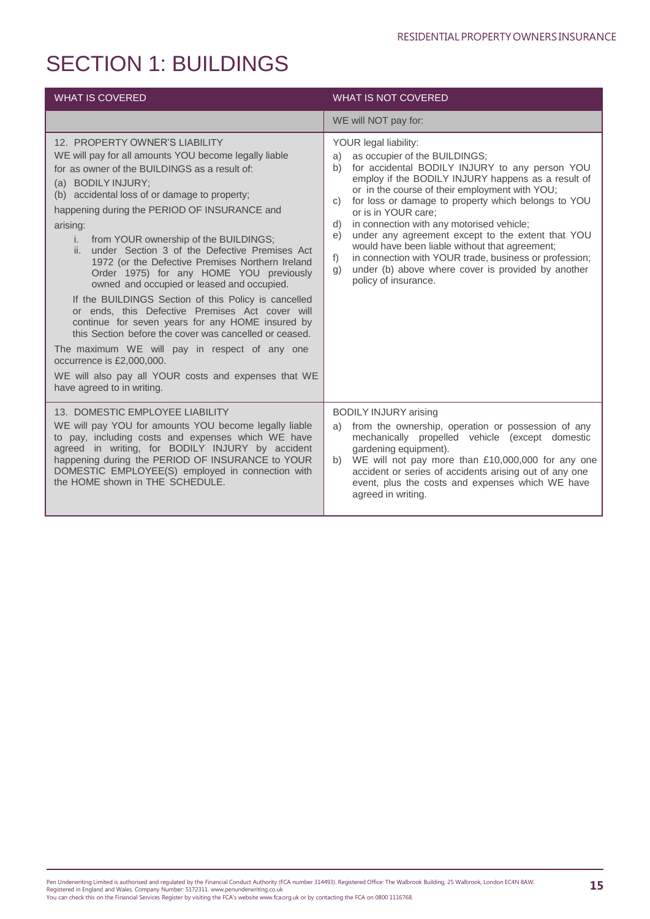# SECTION 1: BUILDINGS

| WHAT IS COVERED | WHAT IS NOT COVERED |
|---|---|
| | WE will NOT pay for: |
| 12. PROPERTY OWNER'S LIABILITY<br>WE will pay for all amounts YOU become legally liable for as owner of the BUILDINGS as a result of:<br>(a) BODILY INJURY;<br>(b) accidental loss of or damage to property;<br>happening during the PERIOD OF INSURANCE and arising:<br>i. from YOUR ownership of the BUILDINGS;<br>ii. under Section 3 of the Defective Premises Act 1972 (or the Defective Premises Northern Ireland Order 1975) for any HOME YOU previously owned and occupied or leased and occupied.<br>If the BUILDINGS Section of this Policy is cancelled or ends, this Defective Premises Act cover will continue for seven years for any HOME insured by this Section before the cover was cancelled or ceased.<br>The maximum WE will pay in respect of any one occurrence is £2,000,000.<br>WE will also pay all YOUR costs and expenses that WE have agreed to in writing. | YOUR legal liability:<br>a) as occupier of the BUILDINGS;<br>b) for accidental BODILY INJURY to any person YOU employ if the BODILY INJURY happens as a result of or in the course of their employment with YOU;<br>c) for loss or damage to property which belongs to YOU or is in YOUR care;<br>d) in connection with any motorised vehicle;<br>e) under any agreement except to the extent that YOU would have been liable without that agreement;<br>f) in connection with YOUR trade, business or profession;<br>g) under (b) above where cover is provided by another policy of insurance. |
| 13. DOMESTIC EMPLOYEE LIABILITY<br>WE will pay YOU for amounts YOU become legally liable to pay, including costs and expenses which WE have agreed in writing, for BODILY INJURY by accident happening during the PERIOD OF INSURANCE to YOUR DOMESTIC EMPLOYEE(S) employed in connection with the HOME shown in THE SCHEDULE. | BODILY INJURY arising<br>a) from the ownership, operation or possession of any mechanically propelled vehicle (except domestic gardening equipment).<br>b) WE will not pay more than £10,000,000 for any one accident or series of accidents arising out of any one event, plus the costs and expenses which WE have agreed in writing. |

Pen Underwriting Limited is authorised and regulated by the Financial Conduct Authority (FCA number 314493). Registered Office: The Walbrook Building, 25 Walbrook, London EC4N 8AW.
Registered in England and Wales. Company Number: 5172311. www.penunderwriting.co.uk
You can check this on the Financial Services Register by visiting the FCA's website www.fca.org.uk or by contacting the FCA on 0800 1116768.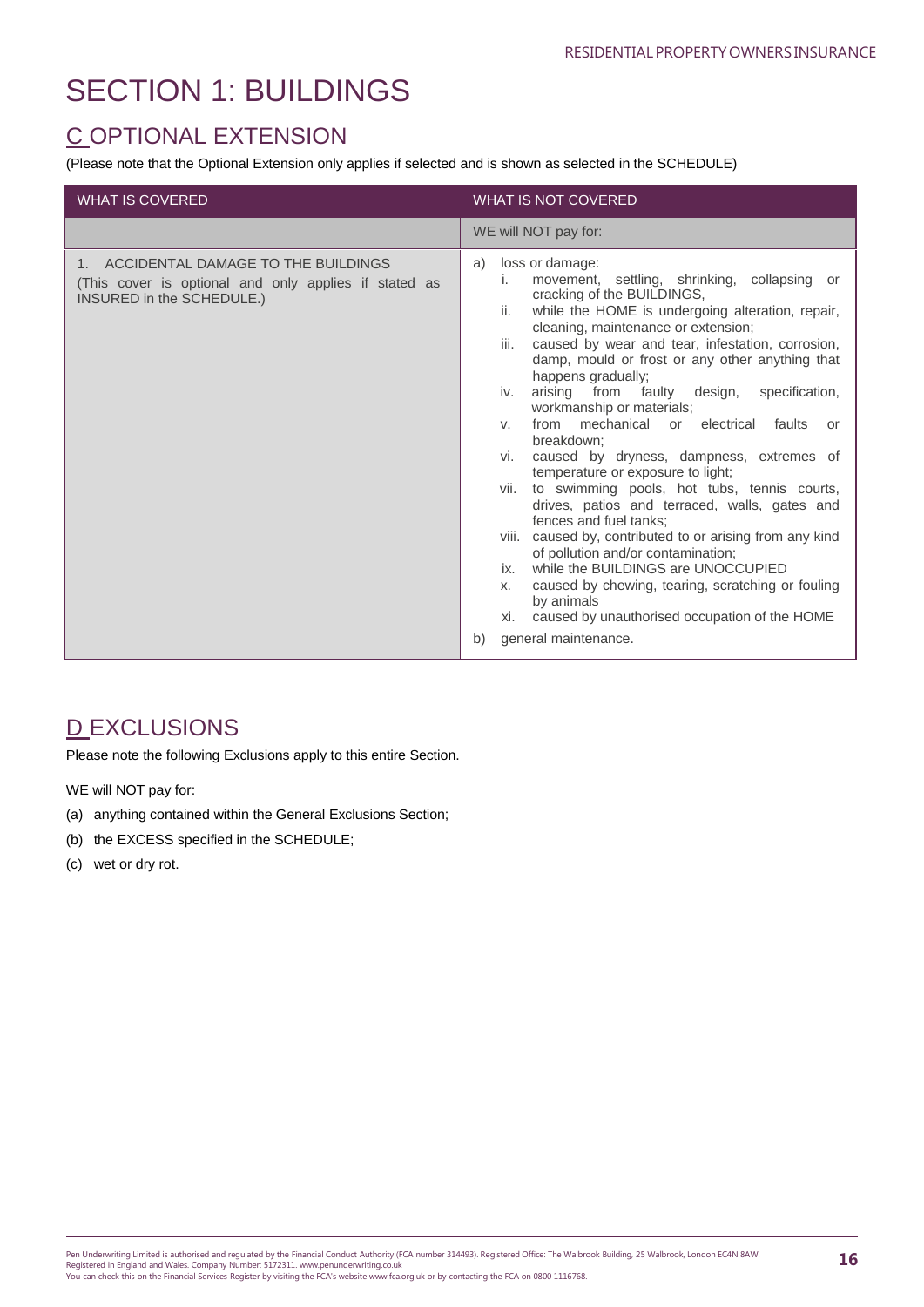# SECTION 1: BUILDINGS

## C OPTIONAL EXTENSION

(Please note that the Optional Extension only applies if selected and is shown as selected in the SCHEDULE)

| WHAT IS COVERED | WHAT IS NOT COVERED |
|---|---|
| | WE will NOT pay for: |
| 1. ACCIDENTAL DAMAGE TO THE BUILDINGS<br>(This cover is optional and only applies if stated as INSURED in the SCHEDULE.) | a) loss or damage:<br>i. movement, settling, shrinking, collapsing or cracking of the BUILDINGS,<br>ii. while the HOME is undergoing alteration, repair, cleaning, maintenance or extension;<br>iii. caused by wear and tear, infestation, corrosion, damp, mould or frost or any other anything that happens gradually;<br>iv. arising from faulty design, specification, workmanship or materials;<br>v. from mechanical or electrical faults or breakdown;<br>vi. caused by dryness, dampness, extremes of temperature or exposure to light;<br>vii. to swimming pools, hot tubs, tennis courts, drives, patios and terraced, walls, gates and fences and fuel tanks;<br>viii. caused by, contributed to or arising from any kind of pollution and/or contamination;<br>ix. while the BUILDINGS are UNOCCUPIED<br>x. caused by chewing, tearing, scratching or fouling by animals<br>xi. caused by unauthorised occupation of the HOME<br>b) general maintenance. |

## D EXCLUSIONS

Please note the following Exclusions apply to this entire Section.

WE will NOT pay for:

(a) anything contained within the General Exclusions Section;

(b) the EXCESS specified in the SCHEDULE;

(c) wet or dry rot.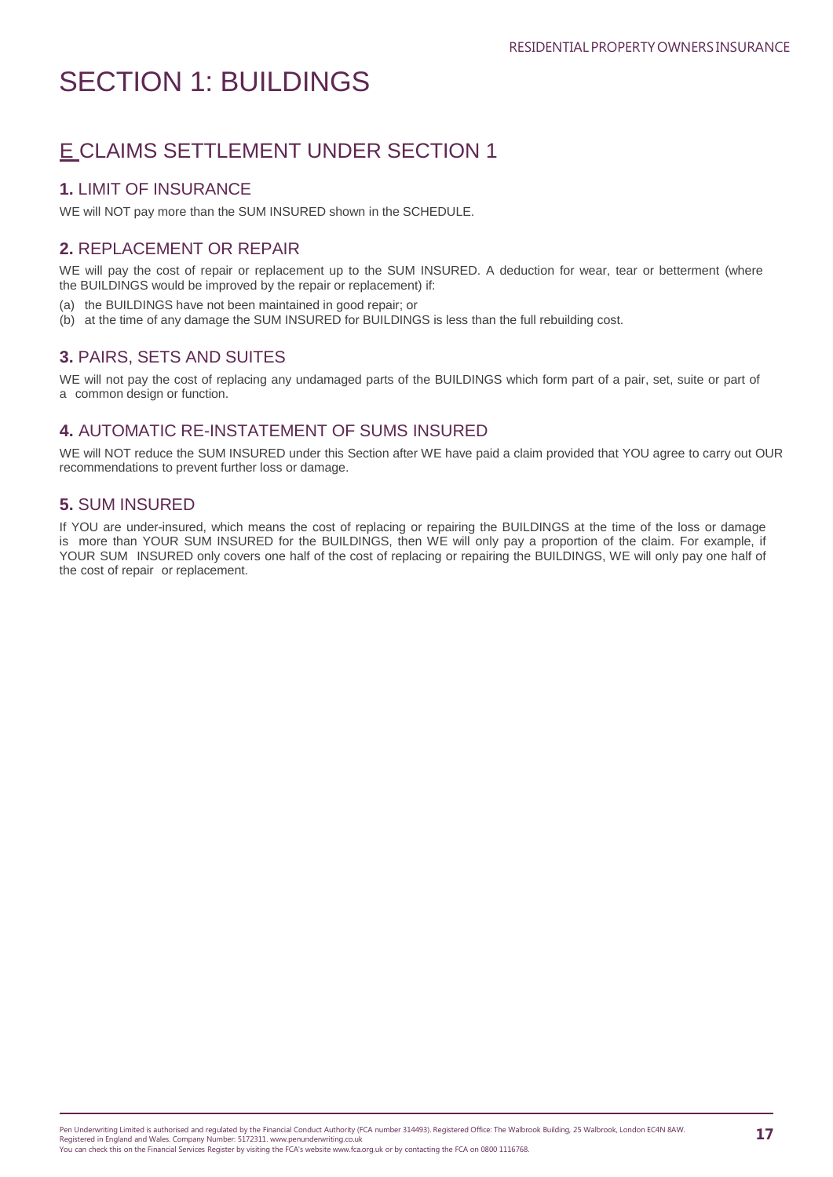# SECTION 1: BUILDINGS

## E CLAIMS SETTLEMENT UNDER SECTION 1

### **1.** LIMIT OF INSURANCE

WE will NOT pay more than the SUM INSURED shown in the SCHEDULE.

### **2.** REPLACEMENT OR REPAIR

WE will pay the cost of repair or replacement up to the SUM INSURED. A deduction for wear, tear or betterment (where the BUILDINGS would be improved by the repair or replacement) if:

(a) the BUILDINGS have not been maintained in good repair; or
(b) at the time of any damage the SUM INSURED for BUILDINGS is less than the full rebuilding cost.

### **3.** PAIRS, SETS AND SUITES

WE will not pay the cost of replacing any undamaged parts of the BUILDINGS which form part of a pair, set, suite or part of a common design or function.

### **4.** AUTOMATIC RE-INSTATEMENT OF SUMS INSURED

WE will NOT reduce the SUM INSURED under this Section after WE have paid a claim provided that YOU agree to carry out OUR recommendations to prevent further loss or damage.

### **5.** SUM INSURED

If YOU are under-insured, which means the cost of replacing or repairing the BUILDINGS at the time of the loss or damage is more than YOUR SUM INSURED for the BUILDINGS, then WE will only pay a proportion of the claim. For example, if YOUR SUM INSURED only covers one half of the cost of replacing or repairing the BUILDINGS, WE will only pay one half of the cost of repair or replacement.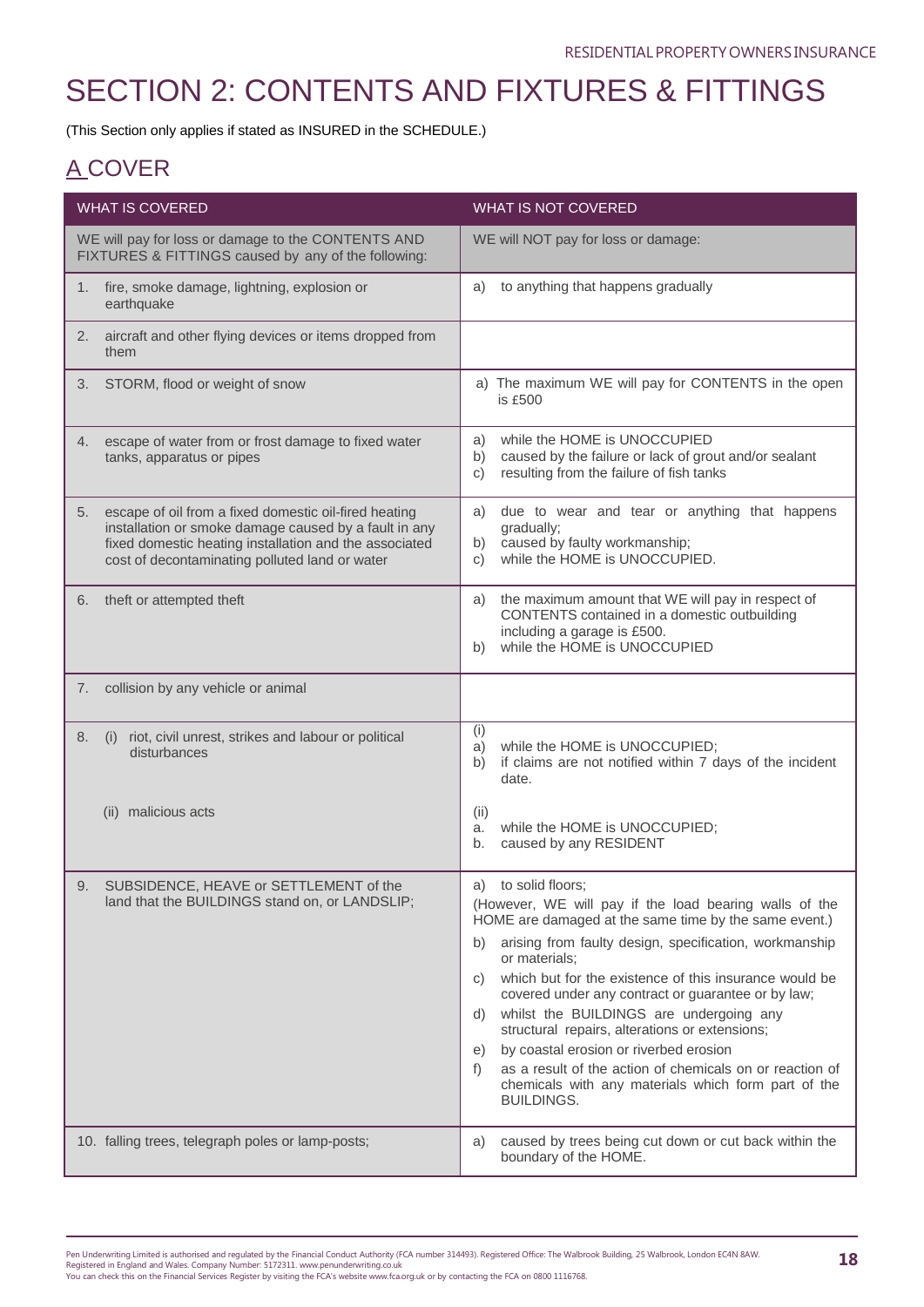# SECTION 2: CONTENTS AND FIXTURES & FITTINGS

(This Section only applies if stated as INSURED in the SCHEDULE.)

## A COVER

| WHAT IS COVERED | WHAT IS NOT COVERED |
|---|---|
| WE will pay for loss or damage to the CONTENTS AND FIXTURES & FITTINGS caused by any of the following: | WE will NOT pay for loss or damage: |
| 1. fire, smoke damage, lightning, explosion or earthquake | a) to anything that happens gradually |
| 2. aircraft and other flying devices or items dropped from them | |
| 3. STORM, flood or weight of snow | a) The maximum WE will pay for CONTENTS in the open is £500 |
| 4. escape of water from or frost damage to fixed water tanks, apparatus or pipes | a) while the HOME is UNOCCUPIED<br>b) caused by the failure or lack of grout and/or sealant<br>c) resulting from the failure of fish tanks |
| 5. escape of oil from a fixed domestic oil-fired heating installation or smoke damage caused by a fault in any fixed domestic heating installation and the associated cost of decontaminating polluted land or water | a) due to wear and tear or anything that happens gradually;<br>b) caused by faulty workmanship;<br>c) while the HOME is UNOCCUPIED. |
| 6. theft or attempted theft | a) the maximum amount that WE will pay in respect of CONTENTS contained in a domestic outbuilding including a garage is £500.<br>b) while the HOME is UNOCCUPIED |
| 7. collision by any vehicle or animal | |
| 8. (i) riot, civil unrest, strikes and labour or political disturbances<br><br>(ii) malicious acts | (i)<br>a) while the HOME is UNOCCUPIED;<br>b) if claims are not notified within 7 days of the incident date.<br><br>(ii)<br>a. while the HOME is UNOCCUPIED;<br>b. caused by any RESIDENT |
| 9. SUBSIDENCE, HEAVE or SETTLEMENT of the land that the BUILDINGS stand on, or LANDSLIP; | a) to solid floors;<br>(However, WE will pay if the load bearing walls of the HOME are damaged at the same time by the same event.)<br>b) arising from faulty design, specification, workmanship or materials;<br>c) which but for the existence of this insurance would be covered under any contract or guarantee or by law;<br>d) whilst the BUILDINGS are undergoing any structural repairs, alterations or extensions;<br>e) by coastal erosion or riverbed erosion<br>f) as a result of the action of chemicals on or reaction of chemicals with any materials which form part of the BUILDINGS. |
| 10. falling trees, telegraph poles or lamp-posts; | a) caused by trees being cut down or cut back within the boundary of the HOME. |

Pen Underwriting Limited is authorised and regulated by the Financial Conduct Authority (FCA number 314493). Registered Office: The Walbrook Building, 25 Walbrook, London EC4N 8AW. Registered in England and Wales. Company Number: 5172311. www.penunderwriting.co.uk
You can check this on the Financial Services Register by visiting the FCA's website www.fca.org.uk or by contacting the FCA on 0800 1116768.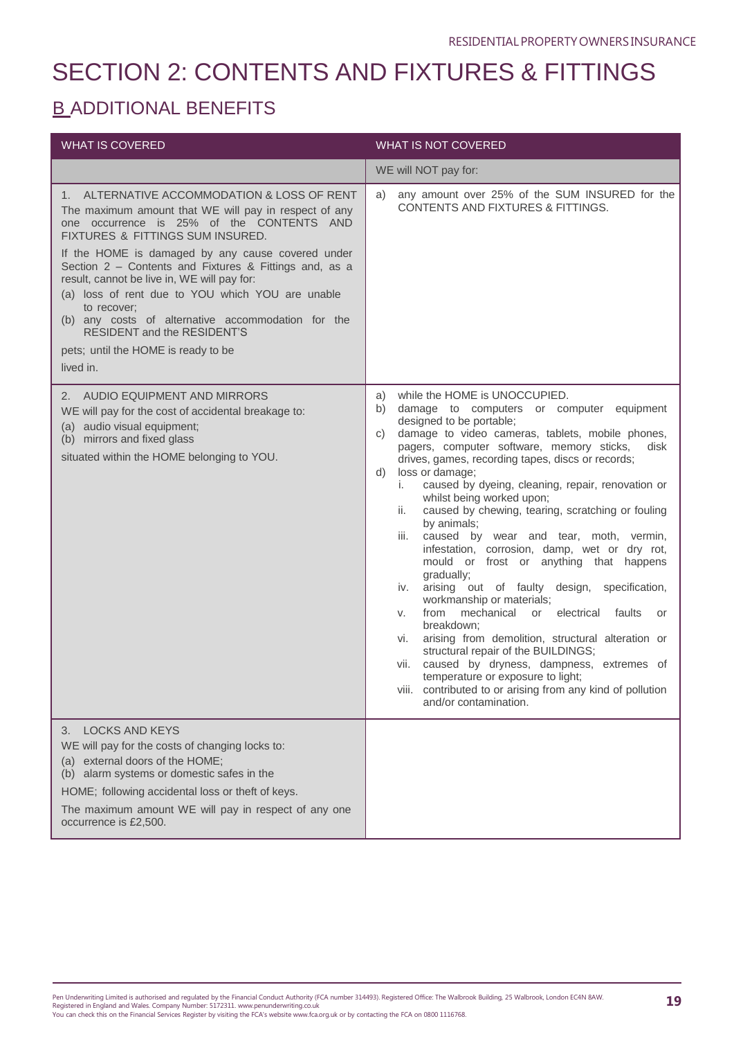# SECTION 2: CONTENTS AND FIXTURES & FITTINGS

## B ADDITIONAL BENEFITS

| WHAT IS COVERED | WHAT IS NOT COVERED |
|---|---|
| | WE will NOT pay for: |
| 1. ALTERNATIVE ACCOMMODATION & LOSS OF RENT<br>The maximum amount that WE will pay in respect of any one occurrence is 25% of the CONTENTS AND FIXTURES & FITTINGS SUM INSURED.<br>If the HOME is damaged by any cause covered under Section 2 – Contents and Fixtures & Fittings and, as a result, cannot be live in, WE will pay for:<br>(a) loss of rent due to YOU which YOU are unable to recover;<br>(b) any costs of alternative accommodation for the RESIDENT and the RESIDENT'S pets; until the HOME is ready to be lived in. | a) any amount over 25% of the SUM INSURED for the CONTENTS AND FIXTURES & FITTINGS. |
| 2. AUDIO EQUIPMENT AND MIRRORS<br>WE will pay for the cost of accidental breakage to:<br>(a) audio visual equipment;<br>(b) mirrors and fixed glass<br>situated within the HOME belonging to YOU. | a) while the HOME is UNOCCUPIED.<br>b) damage to computers or computer equipment designed to be portable;<br>c) damage to video cameras, tablets, mobile phones, pagers, computer software, memory sticks, disk drives, games, recording tapes, discs or records;<br>d) loss or damage;<br>i. caused by dyeing, cleaning, repair, renovation or whilst being worked upon;<br>ii. caused by chewing, tearing, scratching or fouling by animals;<br>iii. caused by wear and tear, moth, vermin, infestation, corrosion, damp, wet or dry rot, mould or frost or anything that happens gradually;<br>iv. arising out of faulty design, specification, workmanship or materials;<br>v. from mechanical or electrical faults or breakdown;<br>vi. arising from demolition, structural alteration or structural repair of the BUILDINGS;<br>vii. caused by dryness, dampness, extremes of temperature or exposure to light;<br>viii. contributed to or arising from any kind of pollution and/or contamination. |
| 3. LOCKS AND KEYS<br>WE will pay for the costs of changing locks to:<br>(a) external doors of the HOME;<br>(b) alarm systems or domestic safes in the HOME; following accidental loss or theft of keys.<br>The maximum amount WE will pay in respect of any one occurrence is £2,500. | |

Pen Underwriting Limited is authorised and regulated by the Financial Conduct Authority (FCA number 314493). Registered Office: The Walbrook Building, 25 Walbrook, London EC4N 8AW.
Registered in England and Wales. Company Number: 5172311. www.penunderwriting.co.uk
You can check this on the Financial Services Register by visiting the FCA's website www.fca.org.uk or by contacting the FCA on 0800 1116768.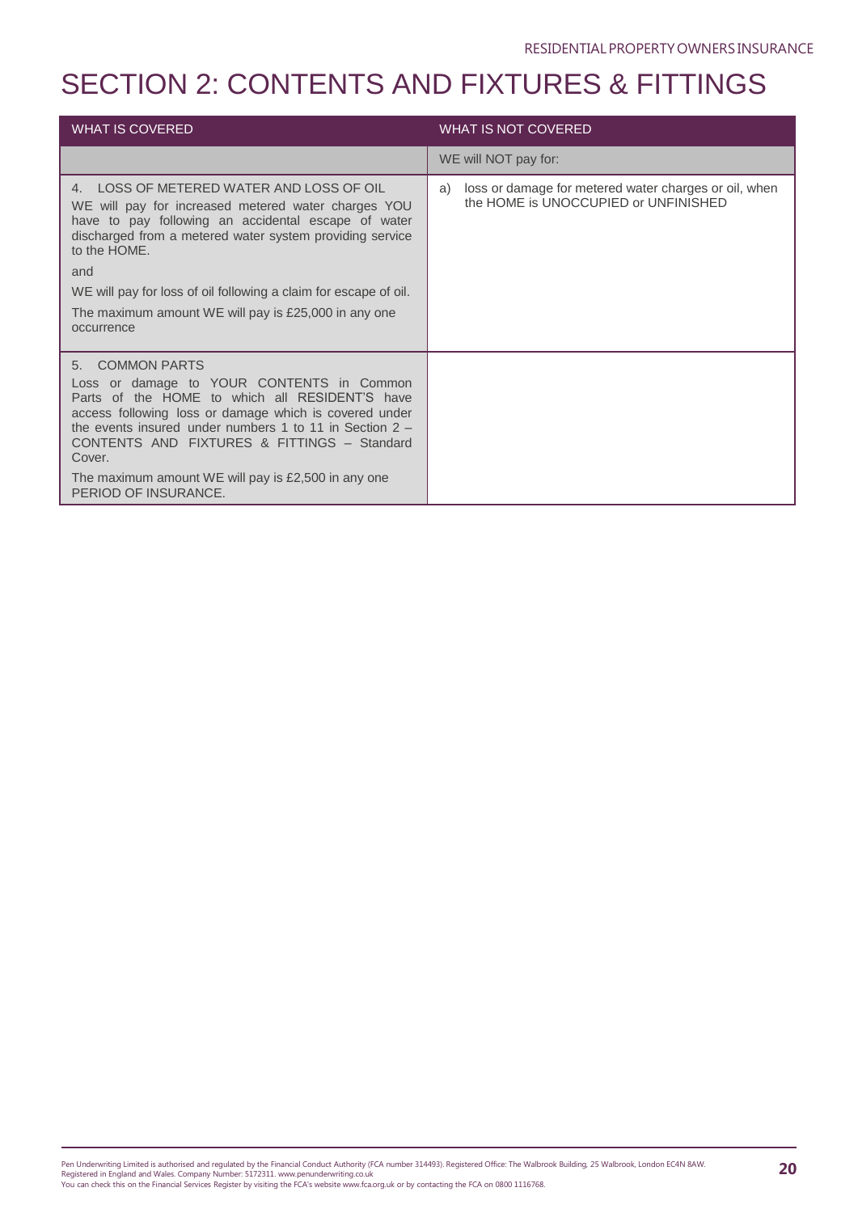# SECTION 2: CONTENTS AND FIXTURES & FITTINGS

| WHAT IS COVERED | WHAT IS NOT COVERED |
|---|---|
| | WE will NOT pay for: |
| 4. LOSS OF METERED WATER AND LOSS OF OIL<br>WE will pay for increased metered water charges YOU have to pay following an accidental escape of water discharged from a metered water system providing service to the HOME.<br>and<br>WE will pay for loss of oil following a claim for escape of oil.<br>The maximum amount WE will pay is £25,000 in any one occurrence | a) loss or damage for metered water charges or oil, when the HOME is UNOCCUPIED or UNFINISHED |
| 5. COMMON PARTS<br>Loss or damage to YOUR CONTENTS in Common Parts of the HOME to which all RESIDENT'S have access following loss or damage which is covered under the events insured under numbers 1 to 11 in Section 2 – CONTENTS AND FIXTURES & FITTINGS – Standard Cover.<br>The maximum amount WE will pay is £2,500 in any one PERIOD OF INSURANCE. | |

Pen Underwriting Limited is authorised and regulated by the Financial Conduct Authority (FCA number 314493). Registered Office: The Walbrook Building, 25 Walbrook, London EC4N 8AW.
Registered in England and Wales. Company Number: 5172311. www.penunderwriting.co.uk
You can check this on the Financial Services Register by visiting the FCA's website www.fca.org.uk or by contacting the FCA on 0800 1116768.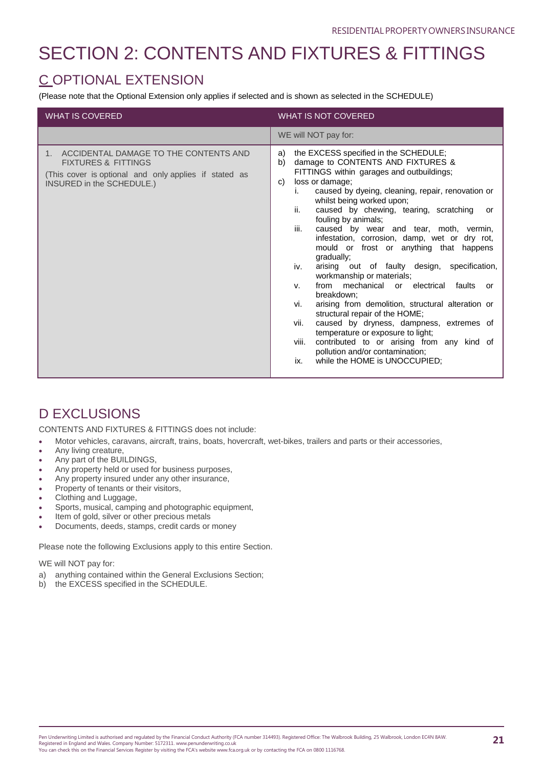# SECTION 2: CONTENTS AND FIXTURES & FITTINGS

## C OPTIONAL EXTENSION

(Please note that the Optional Extension only applies if selected and is shown as selected in the SCHEDULE)

| WHAT IS COVERED | WHAT IS NOT COVERED |
|---|---|
| | WE will NOT pay for: |
| 1. ACCIDENTAL DAMAGE TO THE CONTENTS AND FIXTURES & FITTINGS<br>(This cover is optional and only applies if stated as INSURED in the SCHEDULE.) | a) the EXCESS specified in the SCHEDULE;<br>b) damage to CONTENTS AND FIXTURES & FITTINGS within garages and outbuildings;<br>c) loss or damage;<br>i. caused by dyeing, cleaning, repair, renovation or whilst being worked upon;<br>ii. caused by chewing, tearing, scratching or fouling by animals;<br>iii. caused by wear and tear, moth, vermin, infestation, corrosion, damp, wet or dry rot, mould or frost or anything that happens gradually;<br>iv. arising out of faulty design, specification, workmanship or materials;<br>v. from mechanical or electrical faults or breakdown;<br>vi. arising from demolition, structural alteration or structural repair of the HOME;<br>vii. caused by dryness, dampness, extremes of temperature or exposure to light;<br>viii. contributed to or arising from any kind of pollution and/or contamination;<br>ix. while the HOME is UNOCCUPIED; |

## D EXCLUSIONS

CONTENTS AND FIXTURES & FITTINGS does not include:

- Motor vehicles, caravans, aircraft, trains, boats, hovercraft, wet-bikes, trailers and parts or their accessories,
- Any living creature,
- Any part of the BUILDINGS,
- Any property held or used for business purposes,
- Any property insured under any other insurance,
- Property of tenants or their visitors,
- Clothing and Luggage,
- Sports, musical, camping and photographic equipment,
- Item of gold, silver or other precious metals
- Documents, deeds, stamps, credit cards or money

Please note the following Exclusions apply to this entire Section.

WE will NOT pay for:

a) anything contained within the General Exclusions Section;
b) the EXCESS specified in the SCHEDULE.

Pen Underwriting Limited is authorised and regulated by the Financial Conduct Authority (FCA number 314493). Registered Office: The Walbrook Building, 25 Walbrook, London EC4N 8AW. Registered in England and Wales. Company Number: 5172311. www.penunderwriting.co.uk
You can check this on the Financial Services Register by visiting the FCA's website www.fca.org.uk or by contacting the FCA on 0800 1116768.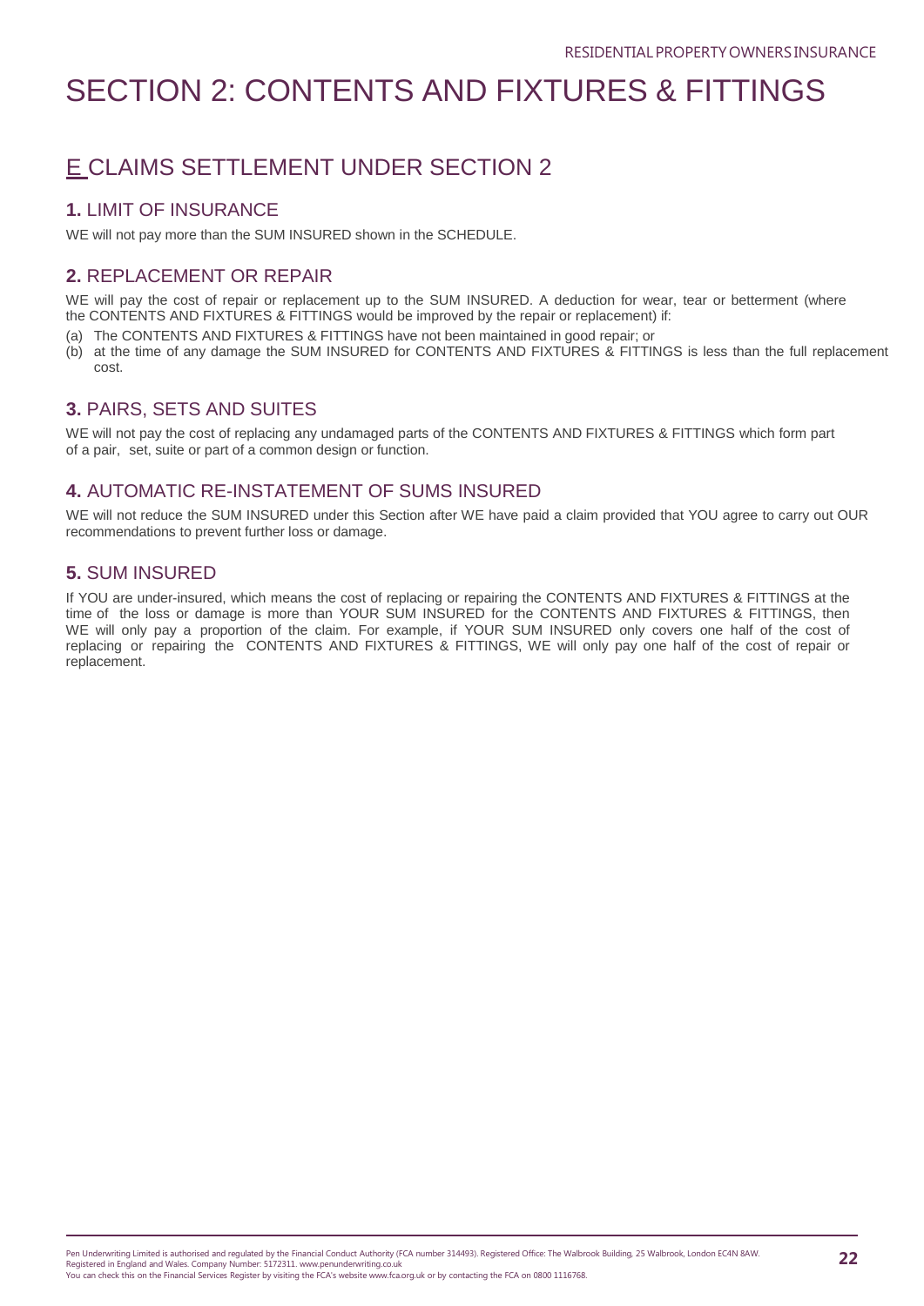# SECTION 2: CONTENTS AND FIXTURES & FITTINGS

## E CLAIMS SETTLEMENT UNDER SECTION 2

### 1. LIMIT OF INSURANCE

WE will not pay more than the SUM INSURED shown in the SCHEDULE.

### 2. REPLACEMENT OR REPAIR

WE will pay the cost of repair or replacement up to the SUM INSURED. A deduction for wear, tear or betterment (where the CONTENTS AND FIXTURES & FITTINGS would be improved by the repair or replacement) if:

(a) The CONTENTS AND FIXTURES & FITTINGS have not been maintained in good repair; or
(b) at the time of any damage the SUM INSURED for CONTENTS AND FIXTURES & FITTINGS is less than the full replacement cost.

### 3. PAIRS, SETS AND SUITES

WE will not pay the cost of replacing any undamaged parts of the CONTENTS AND FIXTURES & FITTINGS which form part of a pair, set, suite or part of a common design or function.

### 4. AUTOMATIC RE-INSTATEMENT OF SUMS INSURED

WE will not reduce the SUM INSURED under this Section after WE have paid a claim provided that YOU agree to carry out OUR recommendations to prevent further loss or damage.

### 5. SUM INSURED

If YOU are under-insured, which means the cost of replacing or repairing the CONTENTS AND FIXTURES & FITTINGS at the time of the loss or damage is more than YOUR SUM INSURED for the CONTENTS AND FIXTURES & FITTINGS, then WE will only pay a proportion of the claim. For example, if YOUR SUM INSURED only covers one half of the cost of replacing or repairing the CONTENTS AND FIXTURES & FITTINGS, WE will only pay one half of the cost of repair or replacement.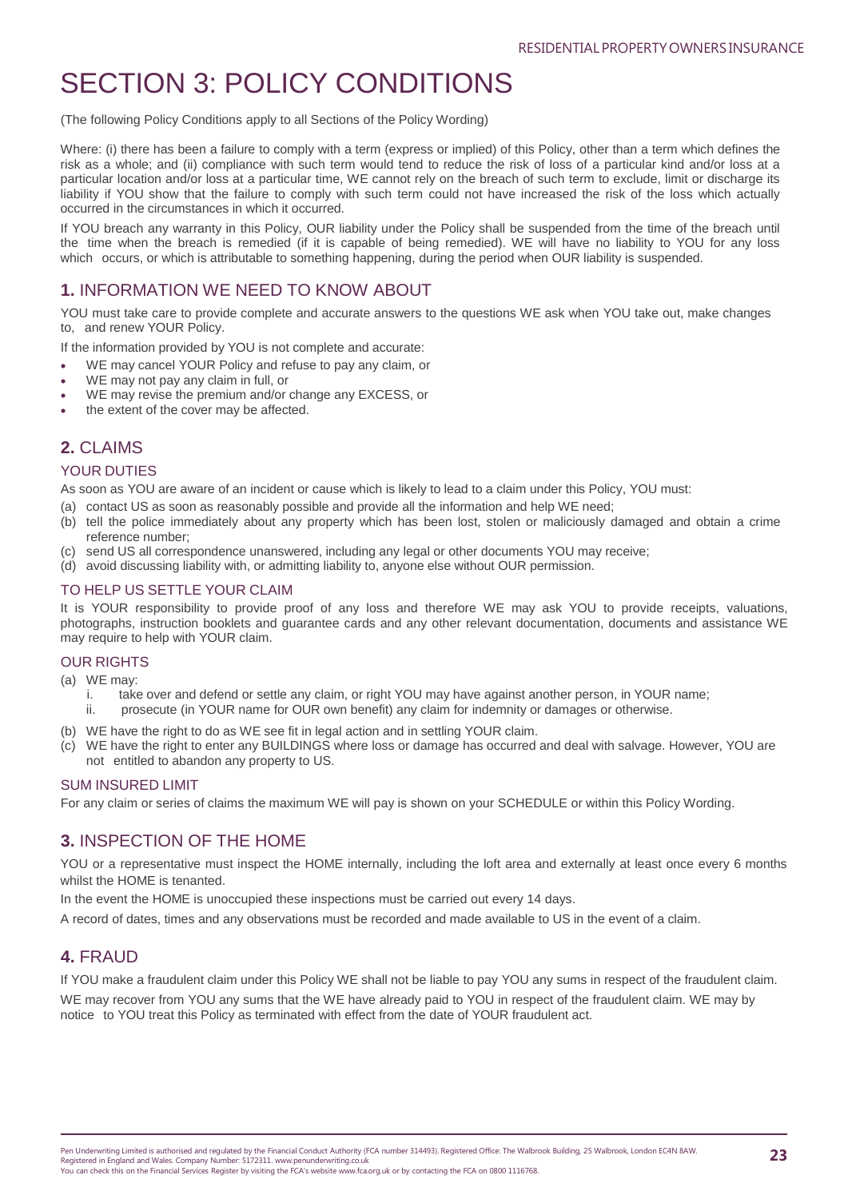# SECTION 3: POLICY CONDITIONS

(The following Policy Conditions apply to all Sections of the Policy Wording)

Where: (i) there has been a failure to comply with a term (express or implied) of this Policy, other than a term which defines the risk as a whole; and (ii) compliance with such term would tend to reduce the risk of loss of a particular kind and/or loss at a particular location and/or loss at a particular time, WE cannot rely on the breach of such term to exclude, limit or discharge its liability if YOU show that the failure to comply with such term could not have increased the risk of the loss which actually occurred in the circumstances in which it occurred.

If YOU breach any warranty in this Policy, OUR liability under the Policy shall be suspended from the time of the breach until the time when the breach is remedied (if it is capable of being remedied). WE will have no liability to YOU for any loss which occurs, or which is attributable to something happening, during the period when OUR liability is suspended.

## 1. INFORMATION WE NEED TO KNOW ABOUT

YOU must take care to provide complete and accurate answers to the questions WE ask when YOU take out, make changes to, and renew YOUR Policy.

If the information provided by YOU is not complete and accurate:

- WE may cancel YOUR Policy and refuse to pay any claim, or
- WE may not pay any claim in full, or
- WE may revise the premium and/or change any EXCESS, or
- the extent of the cover may be affected.

## 2. CLAIMS

### YOUR DUTIES

As soon as YOU are aware of an incident or cause which is likely to lead to a claim under this Policy, YOU must:

(a) contact US as soon as reasonably possible and provide all the information and help WE need;
(b) tell the police immediately about any property which has been lost, stolen or maliciously damaged and obtain a crime reference number;
(c) send US all correspondence unanswered, including any legal or other documents YOU may receive;
(d) avoid discussing liability with, or admitting liability to, anyone else without OUR permission.

### TO HELP US SETTLE YOUR CLAIM

It is YOUR responsibility to provide proof of any loss and therefore WE may ask YOU to provide receipts, valuations, photographs, instruction booklets and guarantee cards and any other relevant documentation, documents and assistance WE may require to help with YOUR claim.

### OUR RIGHTS

(a) WE may:
   i. take over and defend or settle any claim, or right YOU may have against another person, in YOUR name;
   ii. prosecute (in YOUR name for OUR own benefit) any claim for indemnity or damages or otherwise.
(b) WE have the right to do as WE see fit in legal action and in settling YOUR claim.
(c) WE have the right to enter any BUILDINGS where loss or damage has occurred and deal with salvage. However, YOU are not entitled to abandon any property to US.

### SUM INSURED LIMIT

For any claim or series of claims the maximum WE will pay is shown on your SCHEDULE or within this Policy Wording.

## 3. INSPECTION OF THE HOME

YOU or a representative must inspect the HOME internally, including the loft area and externally at least once every 6 months whilst the HOME is tenanted.

In the event the HOME is unoccupied these inspections must be carried out every 14 days.

A record of dates, times and any observations must be recorded and made available to US in the event of a claim.

## 4. FRAUD

If YOU make a fraudulent claim under this Policy WE shall not be liable to pay YOU any sums in respect of the fraudulent claim.

WE may recover from YOU any sums that the WE have already paid to YOU in respect of the fraudulent claim. WE may by notice to YOU treat this Policy as terminated with effect from the date of YOUR fraudulent act.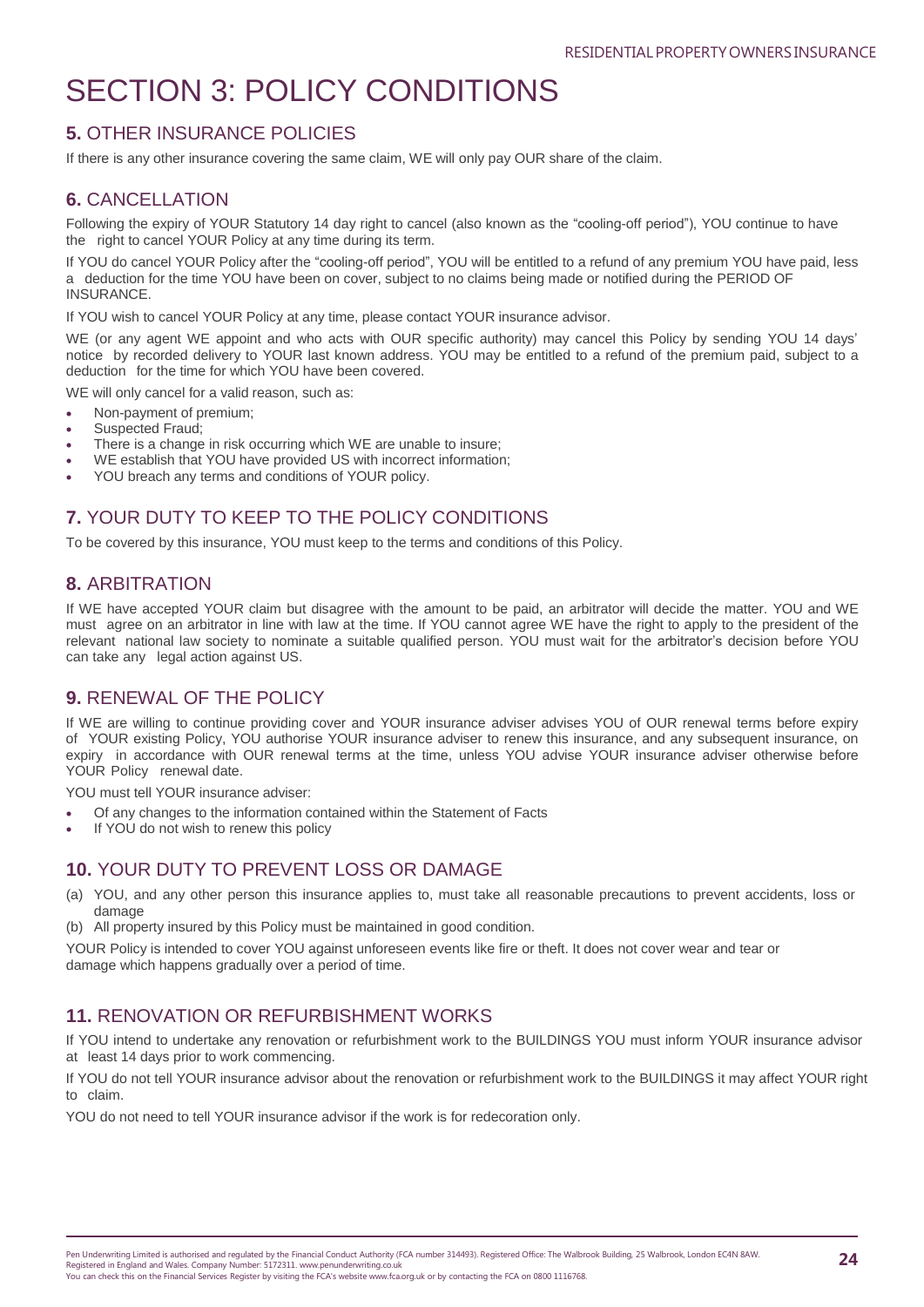# SECTION 3: POLICY CONDITIONS

## **5.** OTHER INSURANCE POLICIES

If there is any other insurance covering the same claim, WE will only pay OUR share of the claim.

## **6.** CANCELLATION

Following the expiry of YOUR Statutory 14 day right to cancel (also known as the "cooling-off period"), YOU continue to have the right to cancel YOUR Policy at any time during its term.

If YOU do cancel YOUR Policy after the "cooling-off period", YOU will be entitled to a refund of any premium YOU have paid, less a deduction for the time YOU have been on cover, subject to no claims being made or notified during the PERIOD OF INSURANCE.

If YOU wish to cancel YOUR Policy at any time, please contact YOUR insurance advisor.

WE (or any agent WE appoint and who acts with OUR specific authority) may cancel this Policy by sending YOU 14 days' notice by recorded delivery to YOUR last known address. YOU may be entitled to a refund of the premium paid, subject to a deduction for the time for which YOU have been covered.

WE will only cancel for a valid reason, such as:

- Non-payment of premium;
- Suspected Fraud;
- There is a change in risk occurring which WE are unable to insure;
- WE establish that YOU have provided US with incorrect information;
- YOU breach any terms and conditions of YOUR policy.

## **7.** YOUR DUTY TO KEEP TO THE POLICY CONDITIONS

To be covered by this insurance, YOU must keep to the terms and conditions of this Policy.

## **8.** ARBITRATION

If WE have accepted YOUR claim but disagree with the amount to be paid, an arbitrator will decide the matter. YOU and WE must agree on an arbitrator in line with law at the time. If YOU cannot agree WE have the right to apply to the president of the relevant national law society to nominate a suitable qualified person. YOU must wait for the arbitrator's decision before YOU can take any legal action against US.

## **9.** RENEWAL OF THE POLICY

If WE are willing to continue providing cover and YOUR insurance adviser advises YOU of OUR renewal terms before expiry of YOUR existing Policy, YOU authorise YOUR insurance adviser to renew this insurance, and any subsequent insurance, on expiry in accordance with OUR renewal terms at the time, unless YOU advise YOUR insurance adviser otherwise before YOUR Policy renewal date.

YOU must tell YOUR insurance adviser:

- Of any changes to the information contained within the Statement of Facts
- If YOU do not wish to renew this policy

## **10.** YOUR DUTY TO PREVENT LOSS OR DAMAGE

(a) YOU, and any other person this insurance applies to, must take all reasonable precautions to prevent accidents, loss or damage

(b) All property insured by this Policy must be maintained in good condition.

YOUR Policy is intended to cover YOU against unforeseen events like fire or theft. It does not cover wear and tear or damage which happens gradually over a period of time.

## **11.** RENOVATION OR REFURBISHMENT WORKS

If YOU intend to undertake any renovation or refurbishment work to the BUILDINGS YOU must inform YOUR insurance advisor at least 14 days prior to work commencing.

If YOU do not tell YOUR insurance advisor about the renovation or refurbishment work to the BUILDINGS it may affect YOUR right to claim.

YOU do not need to tell YOUR insurance advisor if the work is for redecoration only.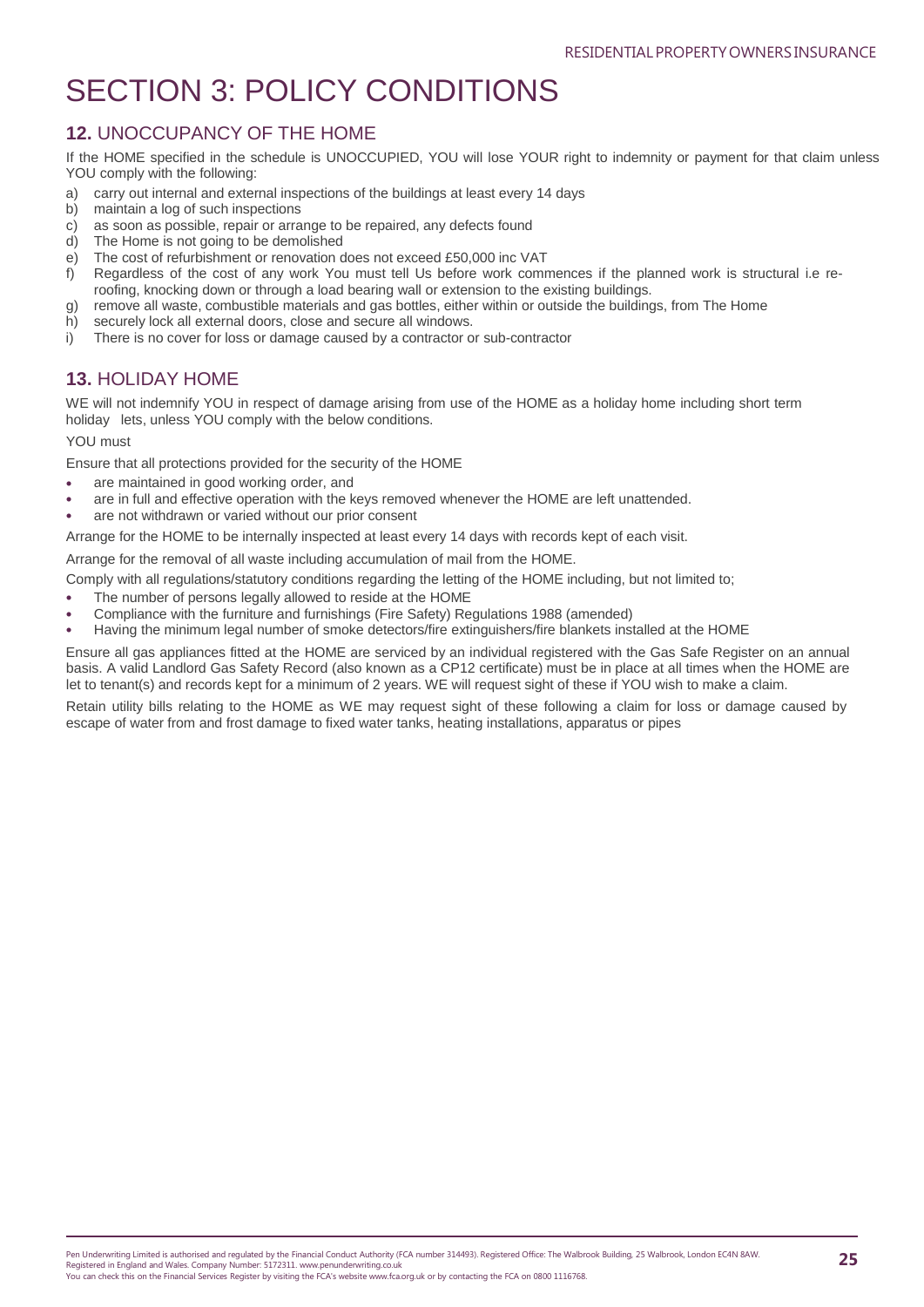# SECTION 3: POLICY CONDITIONS

## **12.** UNOCCUPANCY OF THE HOME

If the HOME specified in the schedule is UNOCCUPIED, YOU will lose YOUR right to indemnity or payment for that claim unless YOU comply with the following:

a) carry out internal and external inspections of the buildings at least every 14 days
b) maintain a log of such inspections
c) as soon as possible, repair or arrange to be repaired, any defects found
d) The Home is not going to be demolished
e) The cost of refurbishment or renovation does not exceed £50,000 inc VAT
f) Regardless of the cost of any work You must tell Us before work commences if the planned work is structural i.e re-roofing, knocking down or through a load bearing wall or extension to the existing buildings.
g) remove all waste, combustible materials and gas bottles, either within or outside the buildings, from The Home
h) securely lock all external doors, close and secure all windows.
i) There is no cover for loss or damage caused by a contractor or sub-contractor

## **13.** HOLIDAY HOME

WE will not indemnify YOU in respect of damage arising from use of the HOME as a holiday home including short term holiday lets, unless YOU comply with the below conditions.

YOU must

Ensure that all protections provided for the security of the HOME

- are maintained in good working order, and
- are in full and effective operation with the keys removed whenever the HOME are left unattended.
- are not withdrawn or varied without our prior consent

Arrange for the HOME to be internally inspected at least every 14 days with records kept of each visit.

Arrange for the removal of all waste including accumulation of mail from the HOME.

Comply with all regulations/statutory conditions regarding the letting of the HOME including, but not limited to;

- The number of persons legally allowed to reside at the HOME
- Compliance with the furniture and furnishings (Fire Safety) Regulations 1988 (amended)
- Having the minimum legal number of smoke detectors/fire extinguishers/fire blankets installed at the HOME

Ensure all gas appliances fitted at the HOME are serviced by an individual registered with the Gas Safe Register on an annual basis. A valid Landlord Gas Safety Record (also known as a CP12 certificate) must be in place at all times when the HOME are let to tenant(s) and records kept for a minimum of 2 years. WE will request sight of these if YOU wish to make a claim.

Retain utility bills relating to the HOME as WE may request sight of these following a claim for loss or damage caused by escape of water from and frost damage to fixed water tanks, heating installations, apparatus or pipes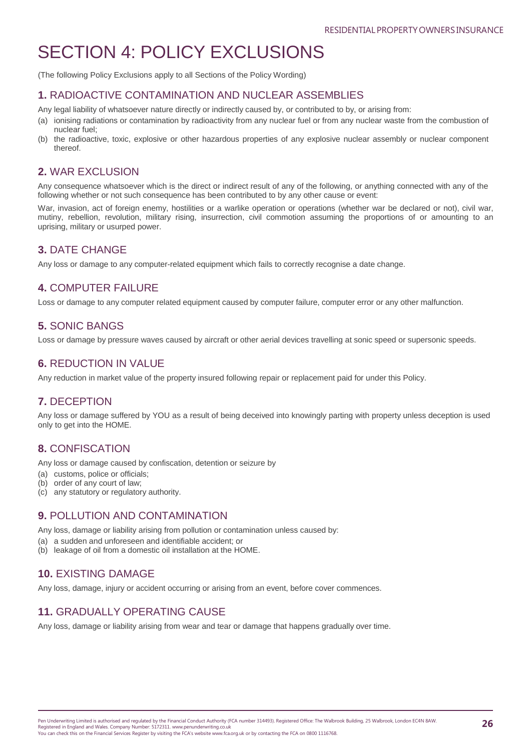# SECTION 4: POLICY EXCLUSIONS

(The following Policy Exclusions apply to all Sections of the Policy Wording)

## **1.** RADIOACTIVE CONTAMINATION AND NUCLEAR ASSEMBLIES

Any legal liability of whatsoever nature directly or indirectly caused by, or contributed to by, or arising from:

(a) ionising radiations or contamination by radioactivity from any nuclear fuel or from any nuclear waste from the combustion of nuclear fuel;
(b) the radioactive, toxic, explosive or other hazardous properties of any explosive nuclear assembly or nuclear component thereof.

## **2.** WAR EXCLUSION

Any consequence whatsoever which is the direct or indirect result of any of the following, or anything connected with any of the following whether or not such consequence has been contributed to by any other cause or event:

War, invasion, act of foreign enemy, hostilities or a warlike operation or operations (whether war be declared or not), civil war, mutiny, rebellion, revolution, military rising, insurrection, civil commotion assuming the proportions of or amounting to an uprising, military or usurped power.

## **3.** DATE CHANGE

Any loss or damage to any computer-related equipment which fails to correctly recognise a date change.

## **4.** COMPUTER FAILURE

Loss or damage to any computer related equipment caused by computer failure, computer error or any other malfunction.

## **5.** SONIC BANGS

Loss or damage by pressure waves caused by aircraft or other aerial devices travelling at sonic speed or supersonic speeds.

## **6.** REDUCTION IN VALUE

Any reduction in market value of the property insured following repair or replacement paid for under this Policy.

## **7.** DECEPTION

Any loss or damage suffered by YOU as a result of being deceived into knowingly parting with property unless deception is used only to get into the HOME.

## **8.** CONFISCATION

Any loss or damage caused by confiscation, detention or seizure by

(a) customs, police or officials;
(b) order of any court of law;
(c) any statutory or regulatory authority.

## **9.** POLLUTION AND CONTAMINATION

Any loss, damage or liability arising from pollution or contamination unless caused by:

(a) a sudden and unforeseen and identifiable accident; or
(b) leakage of oil from a domestic oil installation at the HOME.

## **10.** EXISTING DAMAGE

Any loss, damage, injury or accident occurring or arising from an event, before cover commences.

## **11.** GRADUALLY OPERATING CAUSE

Any loss, damage or liability arising from wear and tear or damage that happens gradually over time.

Pen Underwriting Limited is authorised and regulated by the Financial Conduct Authority (FCA number 314493). Registered Office: The Walbrook Building, 25 Walbrook, London EC4N 8AW. Registered in England and Wales. Company Number: 5172311. www.penunderwriting.co.uk
You can check this on the Financial Services Register by visiting the FCA's website www.fca.org.uk or by contacting the FCA on 0800 1116768.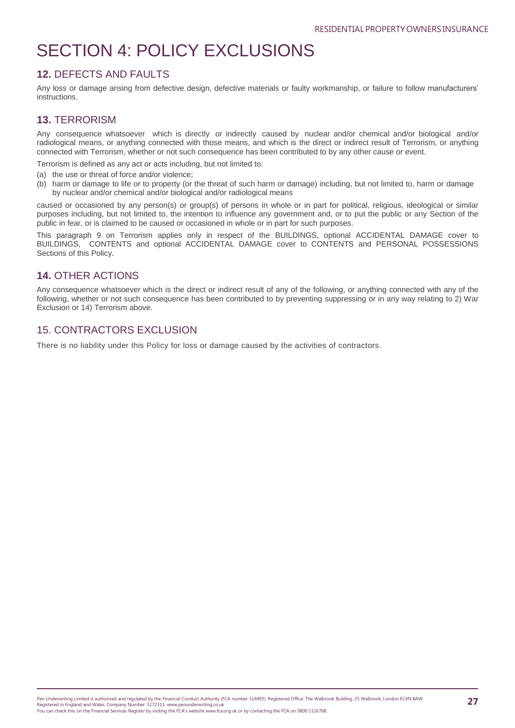# SECTION 4: POLICY EXCLUSIONS

## **12.** DEFECTS AND FAULTS

Any loss or damage arising from defective design, defective materials or faulty workmanship, or failure to follow manufacturers' instructions.

## **13.** TERRORISM

Any consequence whatsoever which is directly or indirectly caused by nuclear and/or chemical and/or biological and/or radiological means, or anything connected with those means, and which is the direct or indirect result of Terrorism, or anything connected with Terrorism, whether or not such consequence has been contributed to by any other cause or event.

Terrorism is defined as any act or acts including, but not limited to:

(a) the use or threat of force and/or violence;
(b) harm or damage to life or to property (or the threat of such harm or damage) including, but not limited to, harm or damage by nuclear and/or chemical and/or biological and/or radiological means

caused or occasioned by any person(s) or group(s) of persons in whole or in part for political, religious, ideological or similar purposes including, but not limited to, the intention to influence any government and, or to put the public or any Section of the public in fear, or is claimed to be caused or occasioned in whole or in part for such purposes.

This paragraph 9 on Terrorism applies only in respect of the BUILDINGS, optional ACCIDENTAL DAMAGE cover to BUILDINGS, CONTENTS and optional ACCIDENTAL DAMAGE cover to CONTENTS and PERSONAL POSSESSIONS Sections of this Policy.

## **14.** OTHER ACTIONS

Any consequence whatsoever which is the direct or indirect result of any of the following, or anything connected with any of the following, whether or not such consequence has been contributed to by preventing suppressing or in any way relating to 2) War Exclusion or 14) Terrorism above.

## 15. CONTRACTORS EXCLUSION

There is no liability under this Policy for loss or damage caused by the activities of contractors.